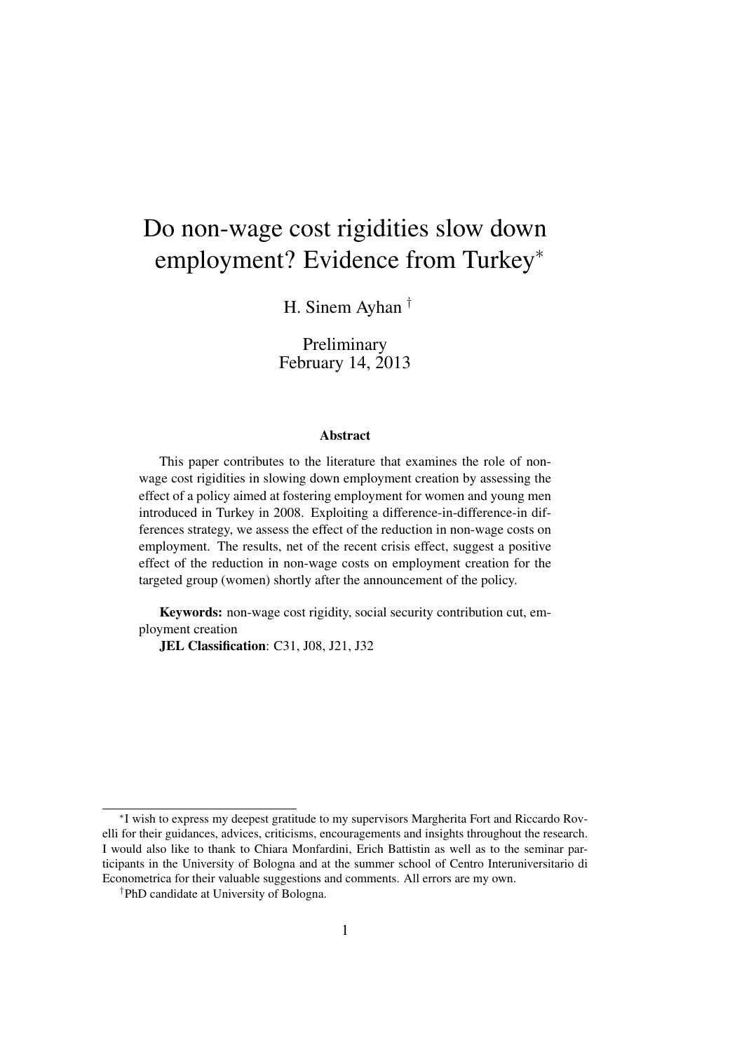# Do non-wage cost rigidities slow down employment? Evidence from Turkey*

H. Sinem Ayhan †

Preliminary
February 14, 2013

### Abstract

This paper contributes to the literature that examines the role of non-wage cost rigidities in slowing down employment creation by assessing the effect of a policy aimed at fostering employment for women and young men introduced in Turkey in 2008. Exploiting a difference-in-difference-in differences strategy, we assess the effect of the reduction in non-wage costs on employment. The results, net of the recent crisis effect, suggest a positive effect of the reduction in non-wage costs on employment creation for the targeted group (women) shortly after the announcement of the policy.

**Keywords:** non-wage cost rigidity, social security contribution cut, employment creation

**JEL Classification**: C31, J08, J21, J32

---

*I wish to express my deepest gratitude to my supervisors Margherita Fort and Riccardo Rovelli for their guidances, advices, criticisms, encouragements and insights throughout the research. I would also like to thank to Chiara Monfardini, Erich Battistin as well as to the seminar participants in the University of Bologna and at the summer school of Centro Interuniversitario di Econometrica for their valuable suggestions and comments. All errors are my own.

†PhD candidate at University of Bologna.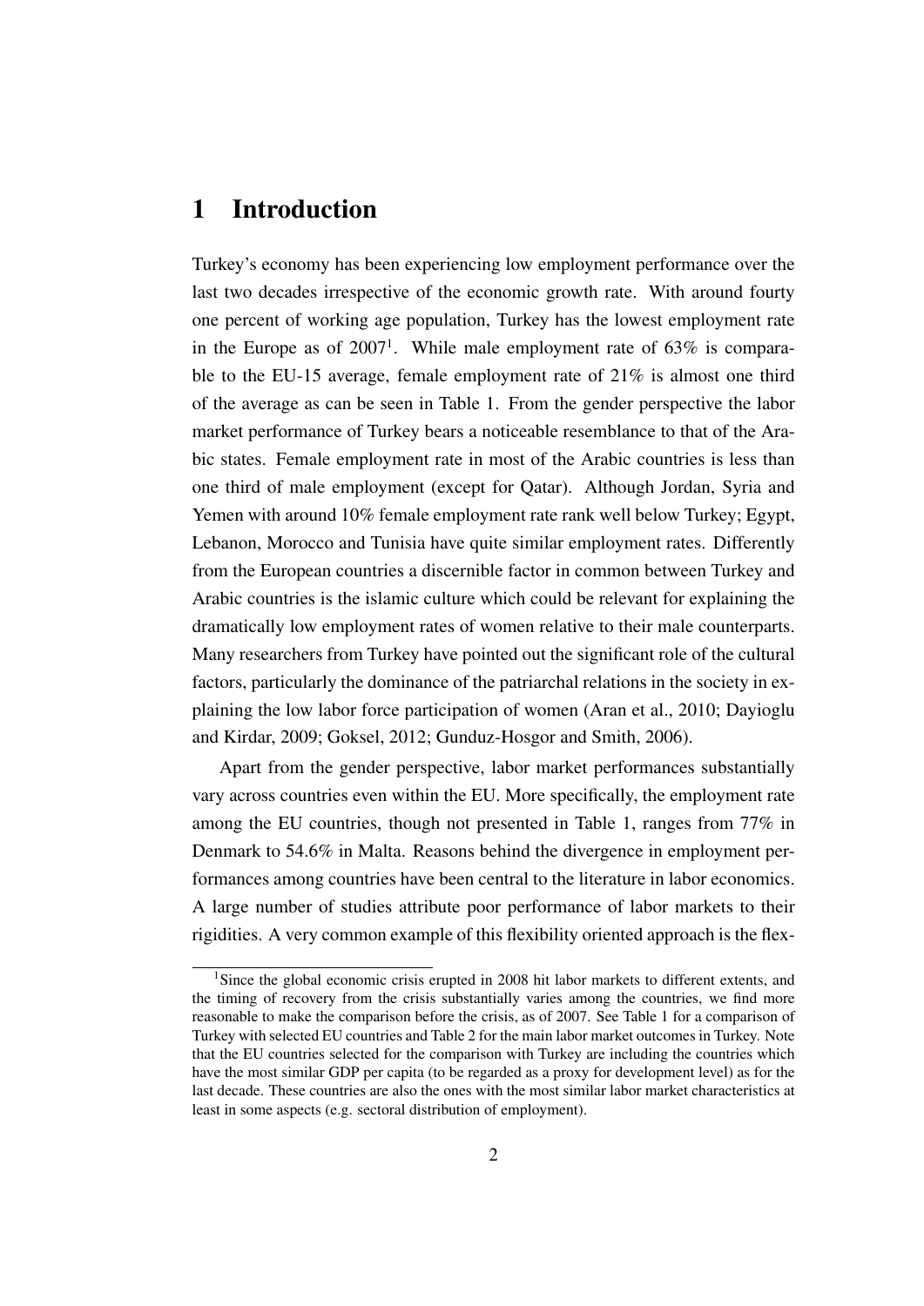# 1 Introduction

Turkey's economy has been experiencing low employment performance over the last two decades irrespective of the economic growth rate. With around fourty one percent of working age population, Turkey has the lowest employment rate in the Europe as of 2007[1]. While male employment rate of 63% is comparable to the EU-15 average, female employment rate of 21% is almost one third of the average as can be seen in Table 1. From the gender perspective the labor market performance of Turkey bears a noticeable resemblance to that of the Arabic states. Female employment rate in most of the Arabic countries is less than one third of male employment (except for Qatar). Although Jordan, Syria and Yemen with around 10% female employment rate rank well below Turkey; Egypt, Lebanon, Morocco and Tunisia have quite similar employment rates. Differently from the European countries a discernible factor in common between Turkey and Arabic countries is the islamic culture which could be relevant for explaining the dramatically low employment rates of women relative to their male counterparts. Many researchers from Turkey have pointed out the significant role of the cultural factors, particularly the dominance of the patriarchal relations in the society in explaining the low labor force participation of women (Aran et al., 2010; Dayioglu and Kirdar, 2009; Goksel, 2012; Gunduz-Hosgor and Smith, 2006).

Apart from the gender perspective, labor market performances substantially vary across countries even within the EU. More specifically, the employment rate among the EU countries, though not presented in Table 1, ranges from 77% in Denmark to 54.6% in Malta. Reasons behind the divergence in employment performances among countries have been central to the literature in labor economics. A large number of studies attribute poor performance of labor markets to their rigidities. A very common example of this flexibility oriented approach is the flex-

[1] Since the global economic crisis erupted in 2008 hit labor markets to different extents, and the timing of recovery from the crisis substantially varies among the countries, we find more reasonable to make the comparison before the crisis, as of 2007. See Table 1 for a comparison of Turkey with selected EU countries and Table 2 for the main labor market outcomes in Turkey. Note that the EU countries selected for the comparison with Turkey are including the countries which have the most similar GDP per capita (to be regarded as a proxy for development level) as for the last decade. These countries are also the ones with the most similar labor market characteristics at least in some aspects (e.g. sectoral distribution of employment).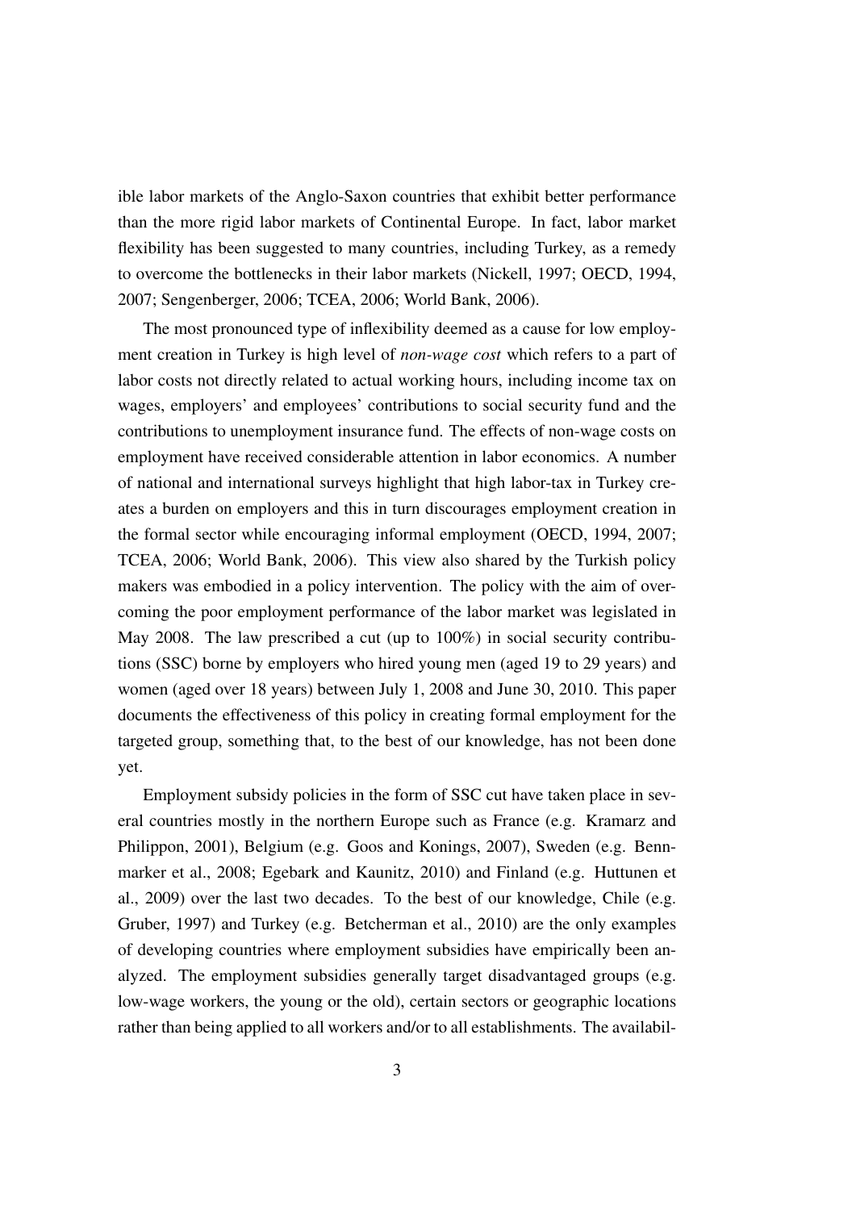ible labor markets of the Anglo-Saxon countries that exhibit better performance than the more rigid labor markets of Continental Europe. In fact, labor market flexibility has been suggested to many countries, including Turkey, as a remedy to overcome the bottlenecks in their labor markets (Nickell, 1997; OECD, 1994, 2007; Sengenberger, 2006; TCEA, 2006; World Bank, 2006).

The most pronounced type of inflexibility deemed as a cause for low employment creation in Turkey is high level of *non-wage cost* which refers to a part of labor costs not directly related to actual working hours, including income tax on wages, employers' and employees' contributions to social security fund and the contributions to unemployment insurance fund. The effects of non-wage costs on employment have received considerable attention in labor economics. A number of national and international surveys highlight that high labor-tax in Turkey creates a burden on employers and this in turn discourages employment creation in the formal sector while encouraging informal employment (OECD, 1994, 2007; TCEA, 2006; World Bank, 2006). This view also shared by the Turkish policy makers was embodied in a policy intervention. The policy with the aim of overcoming the poor employment performance of the labor market was legislated in May 2008. The law prescribed a cut (up to 100%) in social security contributions (SSC) borne by employers who hired young men (aged 19 to 29 years) and women (aged over 18 years) between July 1, 2008 and June 30, 2010. This paper documents the effectiveness of this policy in creating formal employment for the targeted group, something that, to the best of our knowledge, has not been done yet.

Employment subsidy policies in the form of SSC cut have taken place in several countries mostly in the northern Europe such as France (e.g. Kramarz and Philippon, 2001), Belgium (e.g. Goos and Konings, 2007), Sweden (e.g. Bennmarker et al., 2008; Egebark and Kaunitz, 2010) and Finland (e.g. Huttunen et al., 2009) over the last two decades. To the best of our knowledge, Chile (e.g. Gruber, 1997) and Turkey (e.g. Betcherman et al., 2010) are the only examples of developing countries where employment subsidies have empirically been analyzed. The employment subsidies generally target disadvantaged groups (e.g. low-wage workers, the young or the old), certain sectors or geographic locations rather than being applied to all workers and/or to all establishments. The availabil-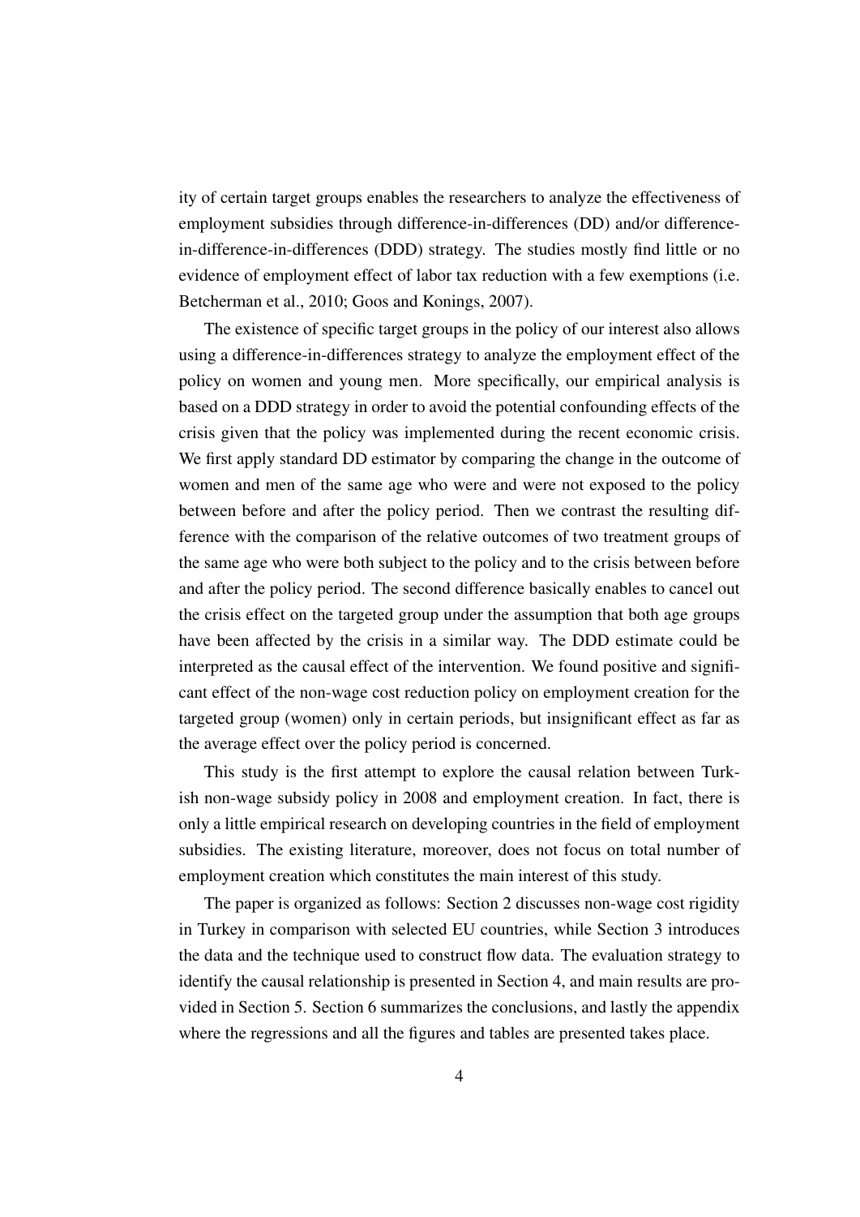ity of certain target groups enables the researchers to analyze the effectiveness of employment subsidies through difference-in-differences (DD) and/or difference-in-difference-in-differences (DDD) strategy. The studies mostly find little or no evidence of employment effect of labor tax reduction with a few exemptions (i.e. Betcherman et al., 2010; Goos and Konings, 2007).

The existence of specific target groups in the policy of our interest also allows using a difference-in-differences strategy to analyze the employment effect of the policy on women and young men. More specifically, our empirical analysis is based on a DDD strategy in order to avoid the potential confounding effects of the crisis given that the policy was implemented during the recent economic crisis. We first apply standard DD estimator by comparing the change in the outcome of women and men of the same age who were and were not exposed to the policy between before and after the policy period. Then we contrast the resulting difference with the comparison of the relative outcomes of two treatment groups of the same age who were both subject to the policy and to the crisis between before and after the policy period. The second difference basically enables to cancel out the crisis effect on the targeted group under the assumption that both age groups have been affected by the crisis in a similar way. The DDD estimate could be interpreted as the causal effect of the intervention. We found positive and significant effect of the non-wage cost reduction policy on employment creation for the targeted group (women) only in certain periods, but insignificant effect as far as the average effect over the policy period is concerned.

This study is the first attempt to explore the causal relation between Turkish non-wage subsidy policy in 2008 and employment creation. In fact, there is only a little empirical research on developing countries in the field of employment subsidies. The existing literature, moreover, does not focus on total number of employment creation which constitutes the main interest of this study.

The paper is organized as follows: Section 2 discusses non-wage cost rigidity in Turkey in comparison with selected EU countries, while Section 3 introduces the data and the technique used to construct flow data. The evaluation strategy to identify the causal relationship is presented in Section 4, and main results are provided in Section 5. Section 6 summarizes the conclusions, and lastly the appendix where the regressions and all the figures and tables are presented takes place.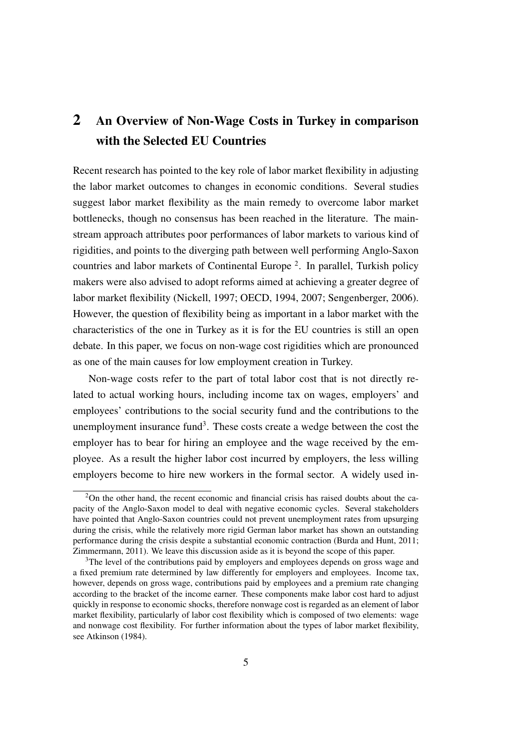## 2 An Overview of Non-Wage Costs in Turkey in comparison with the Selected EU Countries

Recent research has pointed to the key role of labor market flexibility in adjusting the labor market outcomes to changes in economic conditions. Several studies suggest labor market flexibility as the main remedy to overcome labor market bottlenecks, though no consensus has been reached in the literature. The mainstream approach attributes poor performances of labor markets to various kind of rigidities, and points to the diverging path between well performing Anglo-Saxon countries and labor markets of Continental Europe [2]. In parallel, Turkish policy makers were also advised to adopt reforms aimed at achieving a greater degree of labor market flexibility (Nickell, 1997; OECD, 1994, 2007; Sengenberger, 2006). However, the question of flexibility being as important in a labor market with the characteristics of the one in Turkey as it is for the EU countries is still an open debate. In this paper, we focus on non-wage cost rigidities which are pronounced as one of the main causes for low employment creation in Turkey.

Non-wage costs refer to the part of total labor cost that is not directly related to actual working hours, including income tax on wages, employers' and employees' contributions to the social security fund and the contributions to the unemployment insurance fund[3]. These costs create a wedge between the cost the employer has to bear for hiring an employee and the wage received by the employee. As a result the higher labor cost incurred by employers, the less willing employers become to hire new workers in the formal sector. A widely used in-

[2]On the other hand, the recent economic and financial crisis has raised doubts about the capacity of the Anglo-Saxon model to deal with negative economic cycles. Several stakeholders have pointed that Anglo-Saxon countries could not prevent unemployment rates from upsurging during the crisis, while the relatively more rigid German labor market has shown an outstanding performance during the crisis despite a substantial economic contraction (Burda and Hunt, 2011; Zimmermann, 2011). We leave this discussion aside as it is beyond the scope of this paper.

[3]The level of the contributions paid by employers and employees depends on gross wage and a fixed premium rate determined by law differently for employers and employees. Income tax, however, depends on gross wage, contributions paid by employees and a premium rate changing according to the bracket of the income earner. These components make labor cost hard to adjust quickly in response to economic shocks, therefore nonwage cost is regarded as an element of labor market flexibility, particularly of labor cost flexibility which is composed of two elements: wage and nonwage cost flexibility. For further information about the types of labor market flexibility, see Atkinson (1984).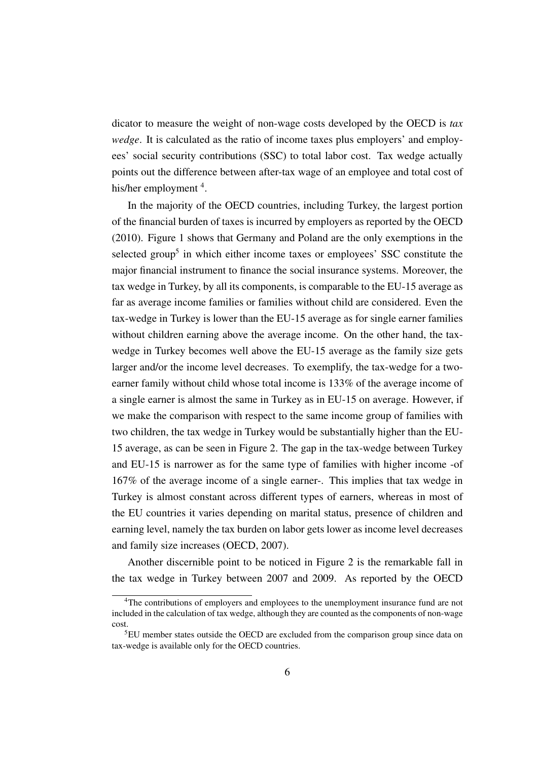dicator to measure the weight of non-wage costs developed by the OECD is *tax wedge*. It is calculated as the ratio of income taxes plus employers' and employees' social security contributions (SSC) to total labor cost. Tax wedge actually points out the difference between after-tax wage of an employee and total cost of his/her employment [4].

In the majority of the OECD countries, including Turkey, the largest portion of the financial burden of taxes is incurred by employers as reported by the OECD (2010). Figure 1 shows that Germany and Poland are the only exemptions in the selected group[5] in which either income taxes or employees' SSC constitute the major financial instrument to finance the social insurance systems. Moreover, the tax wedge in Turkey, by all its components, is comparable to the EU-15 average as far as average income families or families without child are considered. Even the tax-wedge in Turkey is lower than the EU-15 average as for single earner families without children earning above the average income. On the other hand, the tax-wedge in Turkey becomes well above the EU-15 average as the family size gets larger and/or the income level decreases. To exemplify, the tax-wedge for a two-earner family without child whose total income is 133% of the average income of a single earner is almost the same in Turkey as in EU-15 on average. However, if we make the comparison with respect to the same income group of families with two children, the tax wedge in Turkey would be substantially higher than the EU-15 average, as can be seen in Figure 2. The gap in the tax-wedge between Turkey and EU-15 is narrower as for the same type of families with higher income -of 167% of the average income of a single earner-. This implies that tax wedge in Turkey is almost constant across different types of earners, whereas in most of the EU countries it varies depending on marital status, presence of children and earning level, namely the tax burden on labor gets lower as income level decreases and family size increases (OECD, 2007).

Another discernible point to be noticed in Figure 2 is the remarkable fall in the tax wedge in Turkey between 2007 and 2009. As reported by the OECD

[4] The contributions of employers and employees to the unemployment insurance fund are not included in the calculation of tax wedge, although they are counted as the components of non-wage cost.

[5] EU member states outside the OECD are excluded from the comparison group since data on tax-wedge is available only for the OECD countries.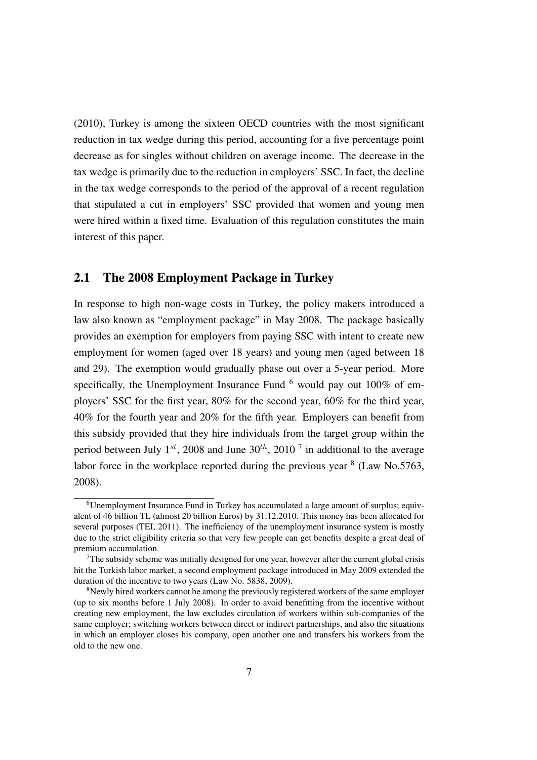(2010), Turkey is among the sixteen OECD countries with the most significant reduction in tax wedge during this period, accounting for a five percentage point decrease as for singles without children on average income. The decrease in the tax wedge is primarily due to the reduction in employers' SSC. In fact, the decline in the tax wedge corresponds to the period of the approval of a recent regulation that stipulated a cut in employers' SSC provided that women and young men were hired within a fixed time. Evaluation of this regulation constitutes the main interest of this paper.

## 2.1 The 2008 Employment Package in Turkey

In response to high non-wage costs in Turkey, the policy makers introduced a law also known as "employment package" in May 2008. The package basically provides an exemption for employers from paying SSC with intent to create new employment for women (aged over 18 years) and young men (aged between 18 and 29). The exemption would gradually phase out over a 5-year period. More specifically, the Unemployment Insurance Fund [6] would pay out 100% of employers' SSC for the first year, 80% for the second year, 60% for the third year, 40% for the fourth year and 20% for the fifth year. Employers can benefit from this subsidy provided that they hire individuals from the target group within the period between July $1^{st}$, 2008 and June $30^{th}$, 2010 [7] in additional to the average labor force in the workplace reported during the previous year [8] (Law No.5763, 2008).

[6] Unemployment Insurance Fund in Turkey has accumulated a large amount of surplus; equivalent of 46 billion TL (almost 20 billion Euros) by 31.12.2010. This money has been allocated for several purposes (TEI, 2011). The inefficiency of the unemployment insurance system is mostly due to the strict eligibility criteria so that very few people can get benefits despite a great deal of premium accumulation.

[7] The subsidy scheme was initially designed for one year, however after the current global crisis hit the Turkish labor market, a second employment package introduced in May 2009 extended the duration of the incentive to two years (Law No. 5838, 2009).

[8] Newly hired workers cannot be among the previously registered workers of the same employer (up to six months before 1 July 2008). In order to avoid benefitting from the incentive without creating new employment, the law excludes circulation of workers within sub-companies of the same employer; switching workers between direct or indirect partnerships, and also the situations in which an employer closes his company, open another one and transfers his workers from the old to the new one.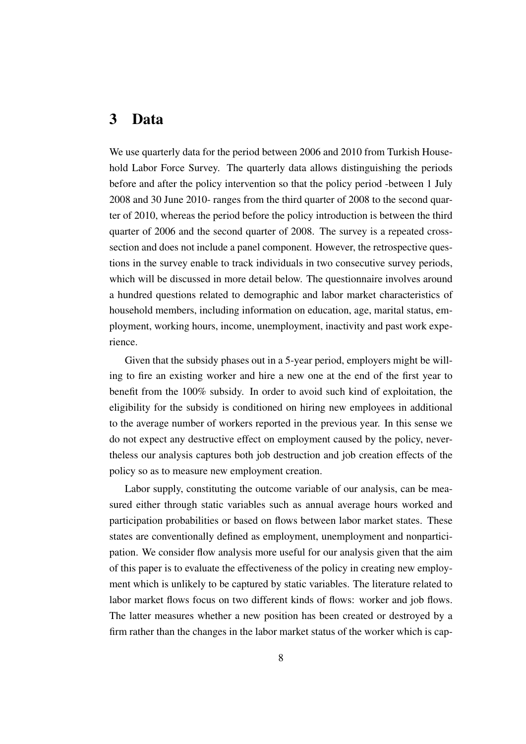## 3 Data

We use quarterly data for the period between 2006 and 2010 from Turkish Household Labor Force Survey. The quarterly data allows distinguishing the periods before and after the policy intervention so that the policy period -between 1 July 2008 and 30 June 2010- ranges from the third quarter of 2008 to the second quarter of 2010, whereas the period before the policy introduction is between the third quarter of 2006 and the second quarter of 2008. The survey is a repeated cross-section and does not include a panel component. However, the retrospective questions in the survey enable to track individuals in two consecutive survey periods, which will be discussed in more detail below. The questionnaire involves around a hundred questions related to demographic and labor market characteristics of household members, including information on education, age, marital status, employment, working hours, income, unemployment, inactivity and past work experience.

Given that the subsidy phases out in a 5-year period, employers might be willing to fire an existing worker and hire a new one at the end of the first year to benefit from the 100% subsidy. In order to avoid such kind of exploitation, the eligibility for the subsidy is conditioned on hiring new employees in additional to the average number of workers reported in the previous year. In this sense we do not expect any destructive effect on employment caused by the policy, nevertheless our analysis captures both job destruction and job creation effects of the policy so as to measure new employment creation.

Labor supply, constituting the outcome variable of our analysis, can be measured either through static variables such as annual average hours worked and participation probabilities or based on flows between labor market states. These states are conventionally defined as employment, unemployment and nonparticipation. We consider flow analysis more useful for our analysis given that the aim of this paper is to evaluate the effectiveness of the policy in creating new employment which is unlikely to be captured by static variables. The literature related to labor market flows focus on two different kinds of flows: worker and job flows. The latter measures whether a new position has been created or destroyed by a firm rather than the changes in the labor market status of the worker which is cap-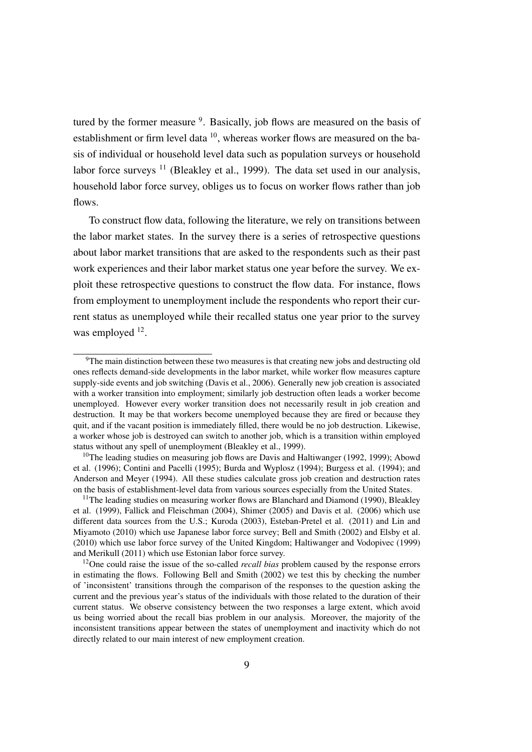tured by the former measure [9]. Basically, job flows are measured on the basis of establishment or firm level data [10], whereas worker flows are measured on the basis of individual or household level data such as population surveys or household labor force surveys [11] (Bleakley et al., 1999). The data set used in our analysis, household labor force survey, obliges us to focus on worker flows rather than job flows.

To construct flow data, following the literature, we rely on transitions between the labor market states. In the survey there is a series of retrospective questions about labor market transitions that are asked to the respondents such as their past work experiences and their labor market status one year before the survey. We exploit these retrospective questions to construct the flow data. For instance, flows from employment to unemployment include the respondents who report their current status as unemployed while their recalled status one year prior to the survey was employed [12].

---

[9] The main distinction between these two measures is that creating new jobs and destructing old ones reflects demand-side developments in the labor market, while worker flow measures capture supply-side events and job switching (Davis et al., 2006). Generally new job creation is associated with a worker transition into employment; similarly job destruction often leads a worker become unemployed. However every worker transition does not necessarily result in job creation and destruction. It may be that workers become unemployed because they are fired or because they quit, and if the vacant position is immediately filled, there would be no job destruction. Likewise, a worker whose job is destroyed can switch to another job, which is a transition within employed status without any spell of unemployment (Bleakley et al., 1999).

[10] The leading studies on measuring job flows are Davis and Haltiwanger (1992, 1999); Abowd et al. (1996); Contini and Pacelli (1995); Burda and Wyplosz (1994); Burgess et al. (1994); and Anderson and Meyer (1994). All these studies calculate gross job creation and destruction rates on the basis of establishment-level data from various sources especially from the United States.

[11] The leading studies on measuring worker flows are Blanchard and Diamond (1990), Bleakley et al. (1999), Fallick and Fleischman (2004), Shimer (2005) and Davis et al. (2006) which use different data sources from the U.S.; Kuroda (2003), Esteban-Pretel et al. (2011) and Lin and Miyamoto (2010) which use Japanese labor force survey; Bell and Smith (2002) and Elsby et al. (2010) which use labor force survey of the United Kingdom; Haltiwanger and Vodopivec (1999) and Merikull (2011) which use Estonian labor force survey.

[12] One could raise the issue of the so-called *recall bias* problem caused by the response errors in estimating the flows. Following Bell and Smith (2002) we test this by checking the number of 'inconsistent' transitions through the comparison of the responses to the question asking the current and the previous year's status of the individuals with those related to the duration of their current status. We observe consistency between the two responses a large extent, which avoid us being worried about the recall bias problem in our analysis. Moreover, the majority of the inconsistent transitions appear between the states of unemployment and inactivity which do not directly related to our main interest of new employment creation.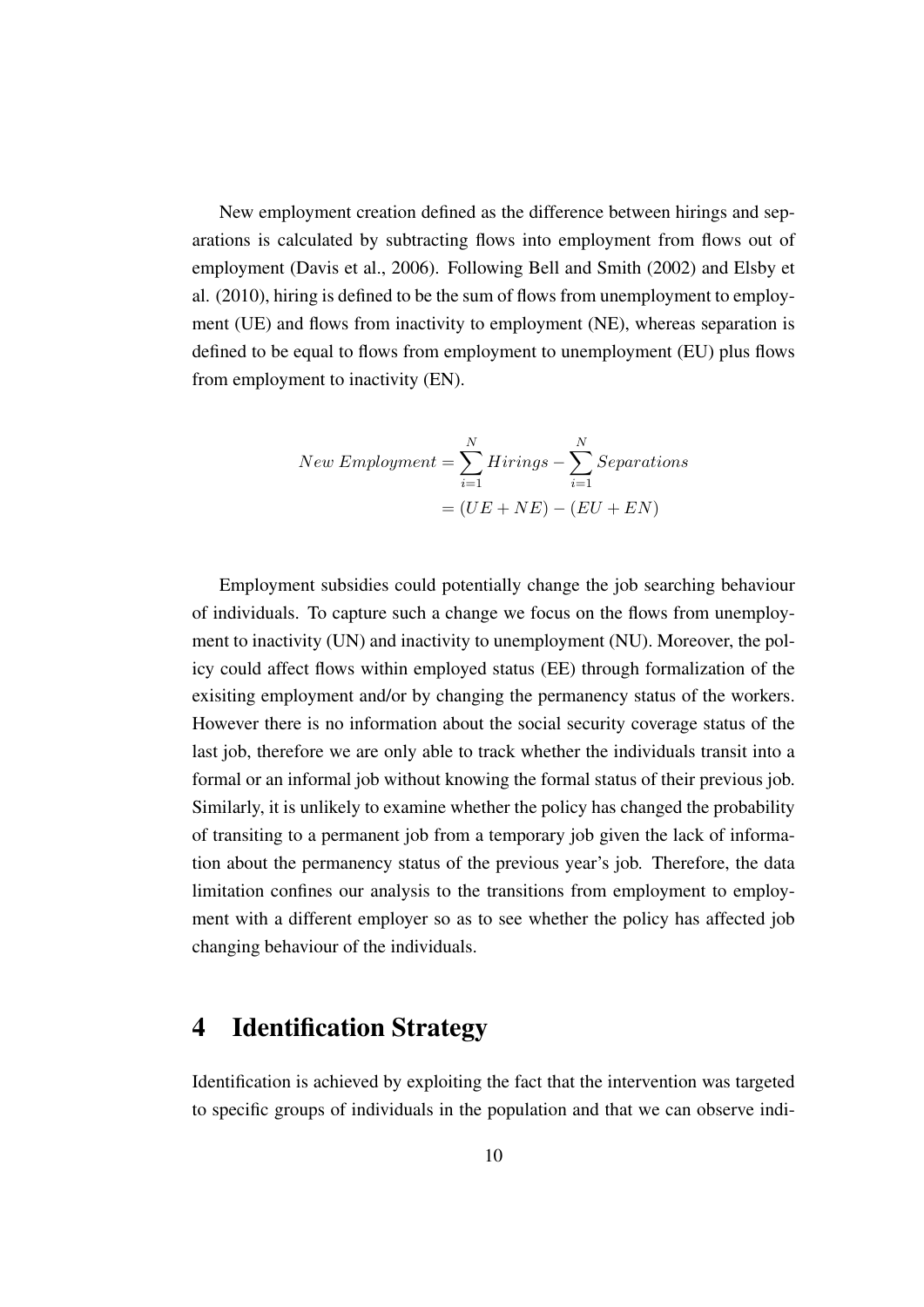New employment creation defined as the difference between hirings and separations is calculated by subtracting flows into employment from flows out of employment (Davis et al., 2006). Following Bell and Smith (2002) and Elsby et al. (2010), hiring is defined to be the sum of flows from unemployment to employment (UE) and flows from inactivity to employment (NE), whereas separation is defined to be equal to flows from employment to unemployment (EU) plus flows from employment to inactivity (EN).

$$
\begin{aligned}
New\ Employment &= \sum_{i=1}^{N} Hirings - \sum_{i=1}^{N} Separations \\
&= (UE + NE) - (EU + EN)
\end{aligned}
$$

Employment subsidies could potentially change the job searching behaviour of individuals. To capture such a change we focus on the flows from unemployment to inactivity (UN) and inactivity to unemployment (NU). Moreover, the policy could affect flows within employed status (EE) through formalization of the exisiting employment and/or by changing the permanency status of the workers. However there is no information about the social security coverage status of the last job, therefore we are only able to track whether the individuals transit into a formal or an informal job without knowing the formal status of their previous job. Similarly, it is unlikely to examine whether the policy has changed the probability of transiting to a permanent job from a temporary job given the lack of information about the permanency status of the previous year's job. Therefore, the data limitation confines our analysis to the transitions from employment to employment with a different employer so as to see whether the policy has affected job changing behaviour of the individuals.

# 4 Identification Strategy

Identification is achieved by exploiting the fact that the intervention was targeted to specific groups of individuals in the population and that we can observe indi-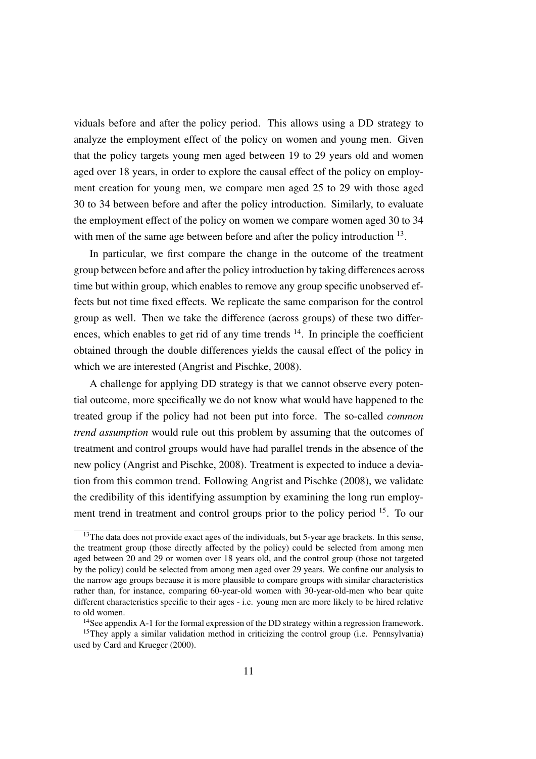viduals before and after the policy period. This allows using a DD strategy to analyze the employment effect of the policy on women and young men. Given that the policy targets young men aged between 19 to 29 years old and women aged over 18 years, in order to explore the causal effect of the policy on employment creation for young men, we compare men aged 25 to 29 with those aged 30 to 34 between before and after the policy introduction. Similarly, to evaluate the employment effect of the policy on women we compare women aged 30 to 34 with men of the same age between before and after the policy introduction [13].

In particular, we first compare the change in the outcome of the treatment group between before and after the policy introduction by taking differences across time but within group, which enables to remove any group specific unobserved effects but not time fixed effects. We replicate the same comparison for the control group as well. Then we take the difference (across groups) of these two differences, which enables to get rid of any time trends [14]. In principle the coefficient obtained through the double differences yields the causal effect of the policy in which we are interested (Angrist and Pischke, 2008).

A challenge for applying DD strategy is that we cannot observe every potential outcome, more specifically we do not know what would have happened to the treated group if the policy had not been put into force. The so-called *common trend assumption* would rule out this problem by assuming that the outcomes of treatment and control groups would have had parallel trends in the absence of the new policy (Angrist and Pischke, 2008). Treatment is expected to induce a deviation from this common trend. Following Angrist and Pischke (2008), we validate the credibility of this identifying assumption by examining the long run employment trend in treatment and control groups prior to the policy period [15]. To our

---

[13] The data does not provide exact ages of the individuals, but 5-year age brackets. In this sense, the treatment group (those directly affected by the policy) could be selected from among men aged between 20 and 29 or women over 18 years old, and the control group (those not targeted by the policy) could be selected from among men aged over 29 years. We confine our analysis to the narrow age groups because it is more plausible to compare groups with similar characteristics rather than, for instance, comparing 60-year-old women with 30-year-old-men who bear quite different characteristics specific to their ages - i.e. young men are more likely to be hired relative to old women.

[14] See appendix A-1 for the formal expression of the DD strategy within a regression framework.

[15] They apply a similar validation method in criticizing the control group (i.e. Pennsylvania) used by Card and Krueger (2000).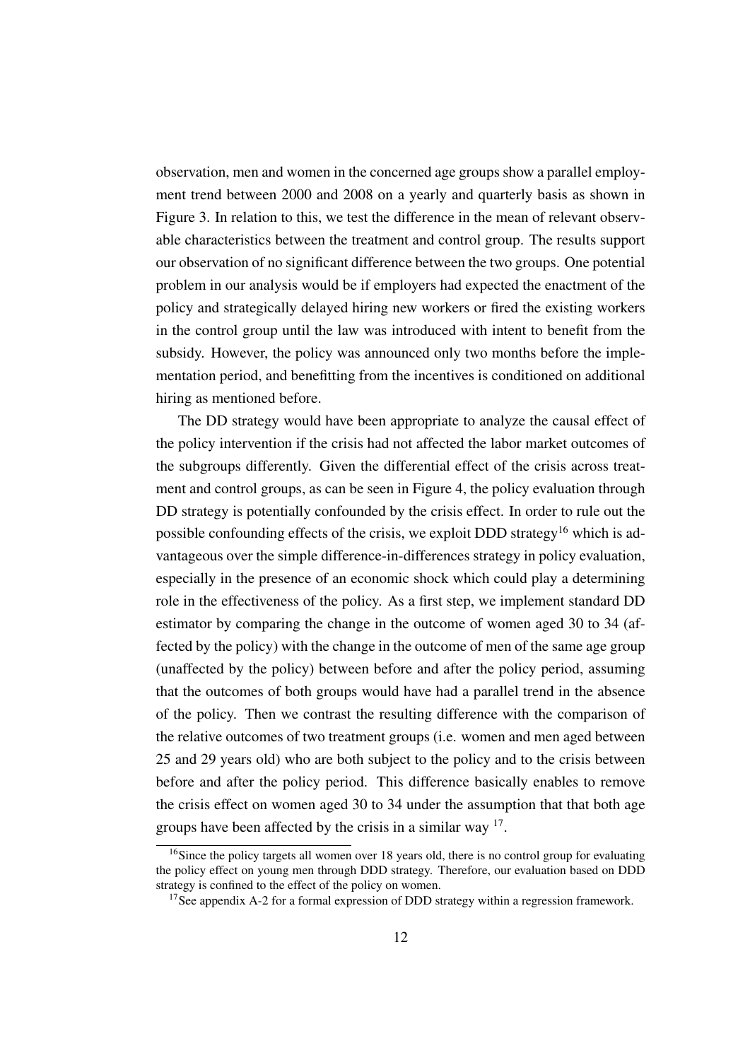observation, men and women in the concerned age groups show a parallel employment trend between 2000 and 2008 on a yearly and quarterly basis as shown in Figure 3. In relation to this, we test the difference in the mean of relevant observable characteristics between the treatment and control group. The results support our observation of no significant difference between the two groups. One potential problem in our analysis would be if employers had expected the enactment of the policy and strategically delayed hiring new workers or fired the existing workers in the control group until the law was introduced with intent to benefit from the subsidy. However, the policy was announced only two months before the implementation period, and benefitting from the incentives is conditioned on additional hiring as mentioned before.

The DD strategy would have been appropriate to analyze the causal effect of the policy intervention if the crisis had not affected the labor market outcomes of the subgroups differently. Given the differential effect of the crisis across treatment and control groups, as can be seen in Figure 4, the policy evaluation through DD strategy is potentially confounded by the crisis effect. In order to rule out the possible confounding effects of the crisis, we exploit DDD strategy[16] which is advantageous over the simple difference-in-differences strategy in policy evaluation, especially in the presence of an economic shock which could play a determining role in the effectiveness of the policy. As a first step, we implement standard DD estimator by comparing the change in the outcome of women aged 30 to 34 (affected by the policy) with the change in the outcome of men of the same age group (unaffected by the policy) between before and after the policy period, assuming that the outcomes of both groups would have had a parallel trend in the absence of the policy. Then we contrast the resulting difference with the comparison of the relative outcomes of two treatment groups (i.e. women and men aged between 25 and 29 years old) who are both subject to the policy and to the crisis between before and after the policy period. This difference basically enables to remove the crisis effect on women aged 30 to 34 under the assumption that that both age groups have been affected by the crisis in a similar way [17].

[16] Since the policy targets all women over 18 years old, there is no control group for evaluating the policy effect on young men through DDD strategy. Therefore, our evaluation based on DDD strategy is confined to the effect of the policy on women.

[17] See appendix A-2 for a formal expression of DDD strategy within a regression framework.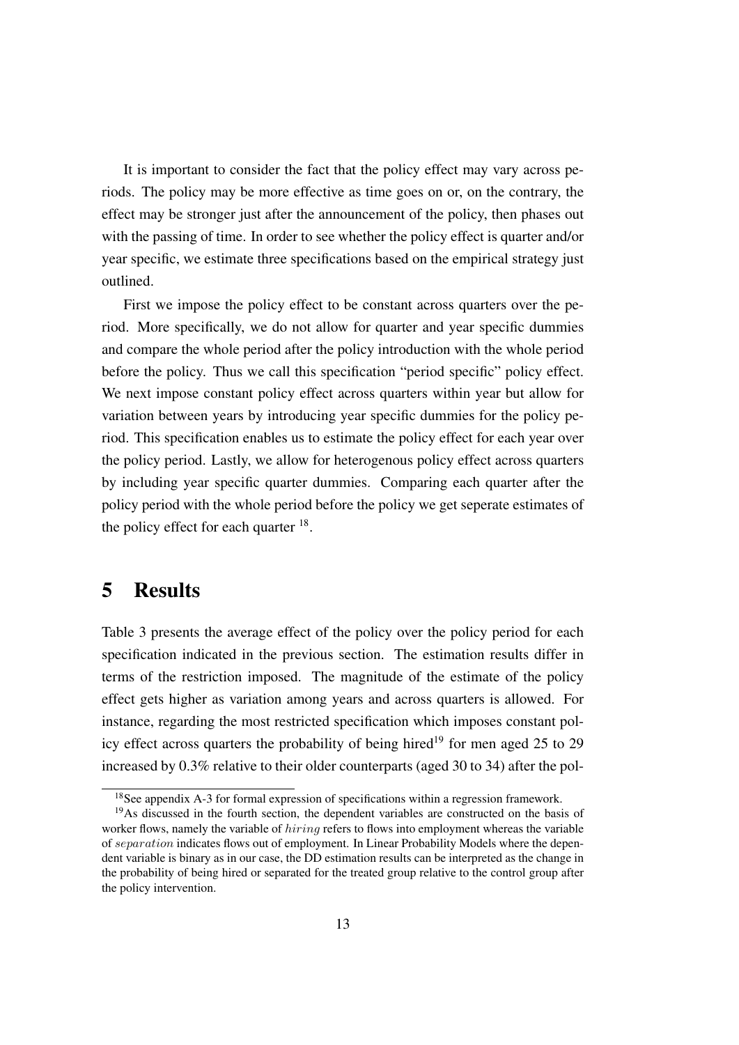It is important to consider the fact that the policy effect may vary across periods. The policy may be more effective as time goes on or, on the contrary, the effect may be stronger just after the announcement of the policy, then phases out with the passing of time. In order to see whether the policy effect is quarter and/or year specific, we estimate three specifications based on the empirical strategy just outlined.

First we impose the policy effect to be constant across quarters over the period. More specifically, we do not allow for quarter and year specific dummies and compare the whole period after the policy introduction with the whole period before the policy. Thus we call this specification "period specific" policy effect. We next impose constant policy effect across quarters within year but allow for variation between years by introducing year specific dummies for the policy period. This specification enables us to estimate the policy effect for each year over the policy period. Lastly, we allow for heterogenous policy effect across quarters by including year specific quarter dummies. Comparing each quarter after the policy period with the whole period before the policy we get seperate estimates of the policy effect for each quarter [18].

# 5 Results

Table 3 presents the average effect of the policy over the policy period for each specification indicated in the previous section. The estimation results differ in terms of the restriction imposed. The magnitude of the estimate of the policy effect gets higher as variation among years and across quarters is allowed. For instance, regarding the most restricted specification which imposes constant policy effect across quarters the probability of being hired[19] for men aged 25 to 29 increased by 0.3% relative to their older counterparts (aged 30 to 34) after the pol-

[18] See appendix A-3 for formal expression of specifications within a regression framework.

[19] As discussed in the fourth section, the dependent variables are constructed on the basis of worker flows, namely the variable of $hiring$ refers to flows into employment whereas the variable of $separation$ indicates flows out of employment. In Linear Probability Models where the dependent variable is binary as in our case, the DD estimation results can be interpreted as the change in the probability of being hired or separated for the treated group relative to the control group after the policy intervention.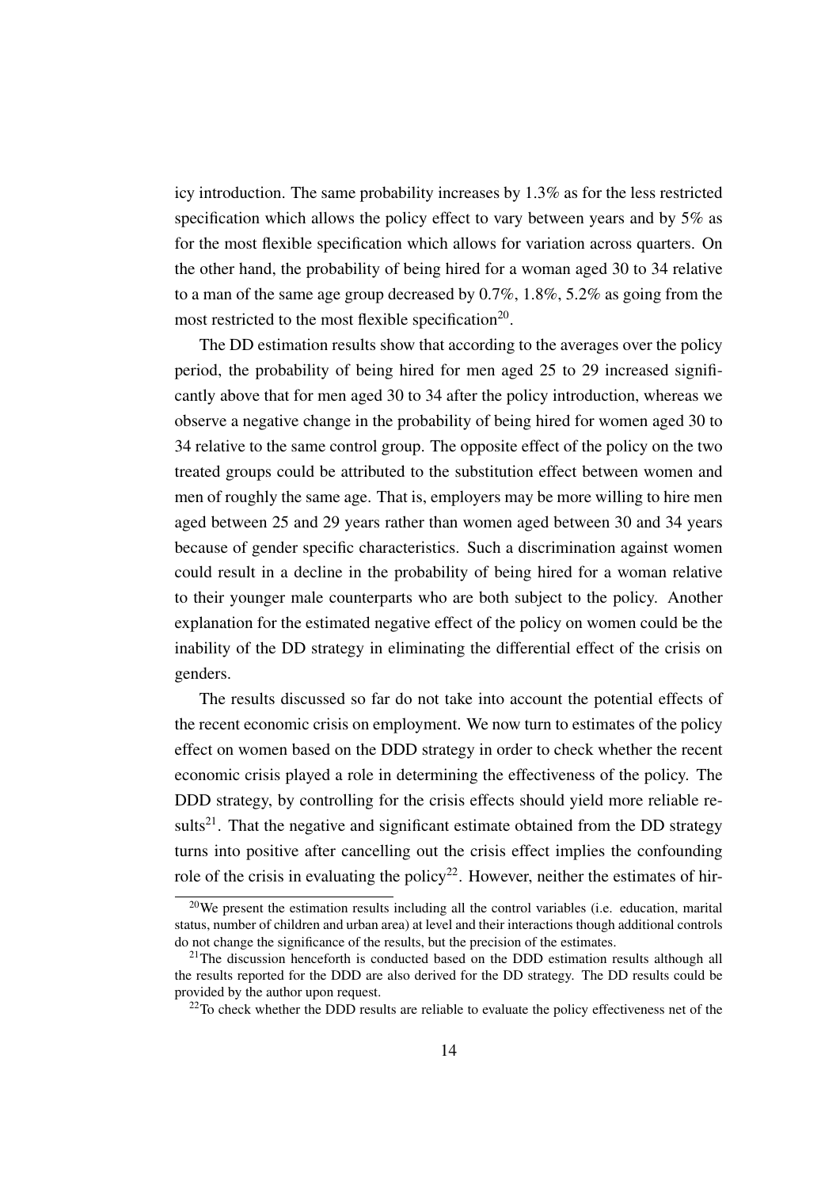icy introduction. The same probability increases by 1.3% as for the less restricted specification which allows the policy effect to vary between years and by 5% as for the most flexible specification which allows for variation across quarters. On the other hand, the probability of being hired for a woman aged 30 to 34 relative to a man of the same age group decreased by 0.7%, 1.8%, 5.2% as going from the most restricted to the most flexible specification[20].

The DD estimation results show that according to the averages over the policy period, the probability of being hired for men aged 25 to 29 increased significantly above that for men aged 30 to 34 after the policy introduction, whereas we observe a negative change in the probability of being hired for women aged 30 to 34 relative to the same control group. The opposite effect of the policy on the two treated groups could be attributed to the substitution effect between women and men of roughly the same age. That is, employers may be more willing to hire men aged between 25 and 29 years rather than women aged between 30 and 34 years because of gender specific characteristics. Such a discrimination against women could result in a decline in the probability of being hired for a woman relative to their younger male counterparts who are both subject to the policy. Another explanation for the estimated negative effect of the policy on women could be the inability of the DD strategy in eliminating the differential effect of the crisis on genders.

The results discussed so far do not take into account the potential effects of the recent economic crisis on employment. We now turn to estimates of the policy effect on women based on the DDD strategy in order to check whether the recent economic crisis played a role in determining the effectiveness of the policy. The DDD strategy, by controlling for the crisis effects should yield more reliable results[21]. That the negative and significant estimate obtained from the DD strategy turns into positive after cancelling out the crisis effect implies the confounding role of the crisis in evaluating the policy[22]. However, neither the estimates of hir-

[20]We present the estimation results including all the control variables (i.e. education, marital status, number of children and urban area) at level and their interactions though additional controls do not change the significance of the results, but the precision of the estimates.

[21]The discussion henceforth is conducted based on the DDD estimation results although all the results reported for the DDD are also derived for the DD strategy. The DD results could be provided by the author upon request.

[22]To check whether the DDD results are reliable to evaluate the policy effectiveness net of the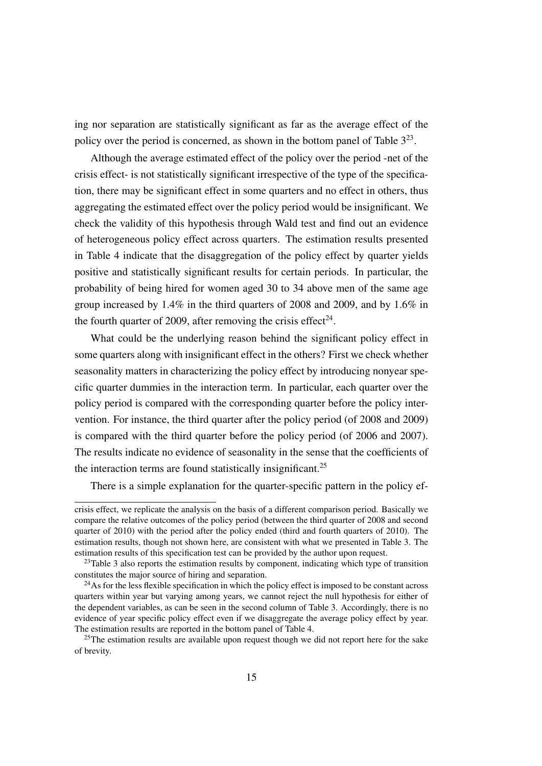ing nor separation are statistically significant as far as the average effect of the policy over the period is concerned, as shown in the bottom panel of Table 3[23].

Although the average estimated effect of the policy over the period -net of the crisis effect- is not statistically significant irrespective of the type of the specification, there may be significant effect in some quarters and no effect in others, thus aggregating the estimated effect over the policy period would be insignificant. We check the validity of this hypothesis through Wald test and find out an evidence of heterogeneous policy effect across quarters. The estimation results presented in Table 4 indicate that the disaggregation of the policy effect by quarter yields positive and statistically significant results for certain periods. In particular, the probability of being hired for women aged 30 to 34 above men of the same age group increased by 1.4% in the third quarters of 2008 and 2009, and by 1.6% in the fourth quarter of 2009, after removing the crisis effect[24].

What could be the underlying reason behind the significant policy effect in some quarters along with insignificant effect in the others? First we check whether seasonality matters in characterizing the policy effect by introducing nonyear specific quarter dummies in the interaction term. In particular, each quarter over the policy period is compared with the corresponding quarter before the policy intervention. For instance, the third quarter after the policy period (of 2008 and 2009) is compared with the third quarter before the policy period (of 2006 and 2007). The results indicate no evidence of seasonality in the sense that the coefficients of the interaction terms are found statistically insignificant.[25]

There is a simple explanation for the quarter-specific pattern in the policy ef-

---

crisis effect, we replicate the analysis on the basis of a different comparison period. Basically we compare the relative outcomes of the policy period (between the third quarter of 2008 and second quarter of 2010) with the period after the policy ended (third and fourth quarters of 2010). The estimation results, though not shown here, are consistent with what we presented in Table 3. The estimation results of this specification test can be provided by the author upon request.

[23] Table 3 also reports the estimation results by component, indicating which type of transition constitutes the major source of hiring and separation.

[24] As for the less flexible specification in which the policy effect is imposed to be constant across quarters within year but varying among years, we cannot reject the null hypothesis for either of the dependent variables, as can be seen in the second column of Table 3. Accordingly, there is no evidence of year specific policy effect even if we disaggregate the average policy effect by year. The estimation results are reported in the bottom panel of Table 4.

[25] The estimation results are available upon request though we did not report here for the sake of brevity.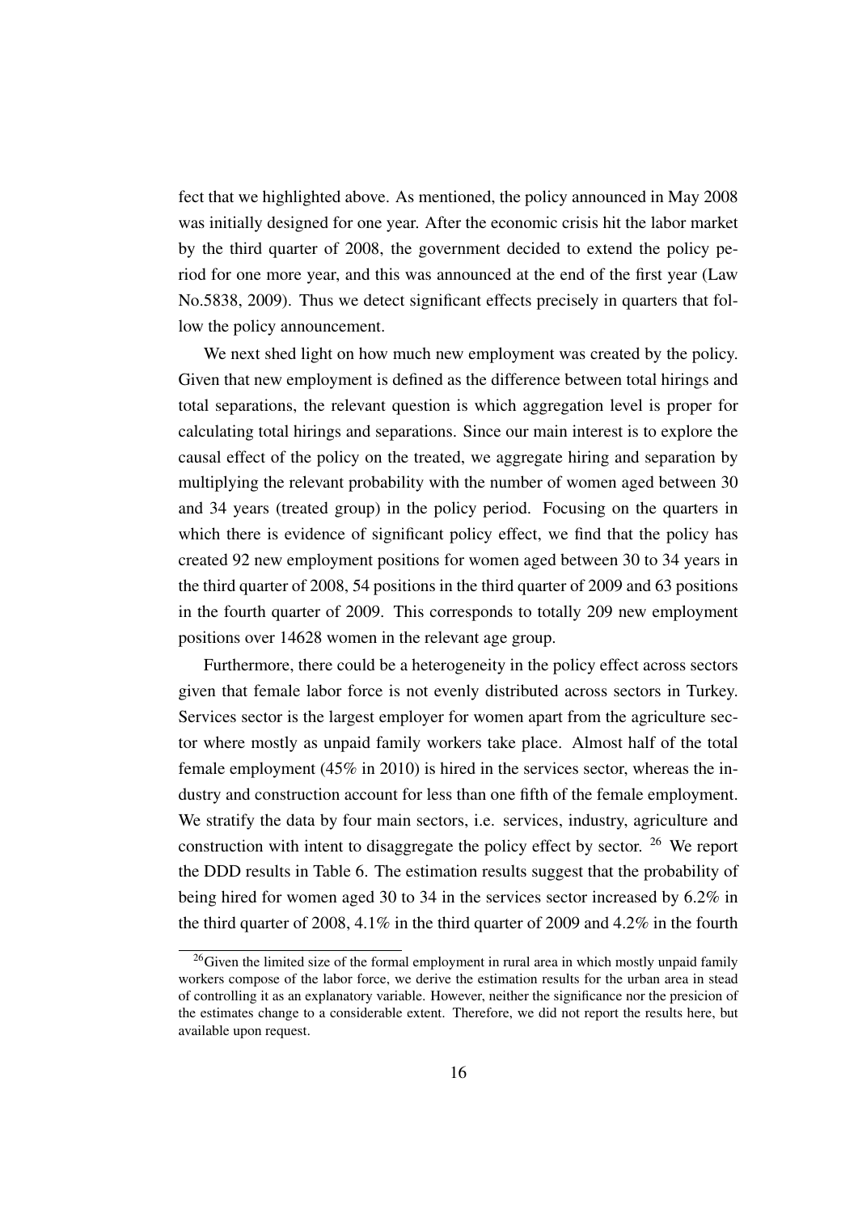fect that we highlighted above. As mentioned, the policy announced in May 2008 was initially designed for one year. After the economic crisis hit the labor market by the third quarter of 2008, the government decided to extend the policy period for one more year, and this was announced at the end of the first year (Law No.5838, 2009). Thus we detect significant effects precisely in quarters that follow the policy announcement.

We next shed light on how much new employment was created by the policy. Given that new employment is defined as the difference between total hirings and total separations, the relevant question is which aggregation level is proper for calculating total hirings and separations. Since our main interest is to explore the causal effect of the policy on the treated, we aggregate hiring and separation by multiplying the relevant probability with the number of women aged between 30 and 34 years (treated group) in the policy period. Focusing on the quarters in which there is evidence of significant policy effect, we find that the policy has created 92 new employment positions for women aged between 30 to 34 years in the third quarter of 2008, 54 positions in the third quarter of 2009 and 63 positions in the fourth quarter of 2009. This corresponds to totally 209 new employment positions over 14628 women in the relevant age group.

Furthermore, there could be a heterogeneity in the policy effect across sectors given that female labor force is not evenly distributed across sectors in Turkey. Services sector is the largest employer for women apart from the agriculture sector where mostly as unpaid family workers take place. Almost half of the total female employment (45% in 2010) is hired in the services sector, whereas the industry and construction account for less than one fifth of the female employment. We stratify the data by four main sectors, i.e. services, industry, agriculture and construction with intent to disaggregate the policy effect by sector. [26] We report the DDD results in Table 6. The estimation results suggest that the probability of being hired for women aged 30 to 34 in the services sector increased by 6.2% in the third quarter of 2008, 4.1% in the third quarter of 2009 and 4.2% in the fourth

[26]Given the limited size of the formal employment in rural area in which mostly unpaid family workers compose of the labor force, we derive the estimation results for the urban area in stead of controlling it as an explanatory variable. However, neither the significance nor the presicion of the estimates change to a considerable extent. Therefore, we did not report the results here, but available upon request.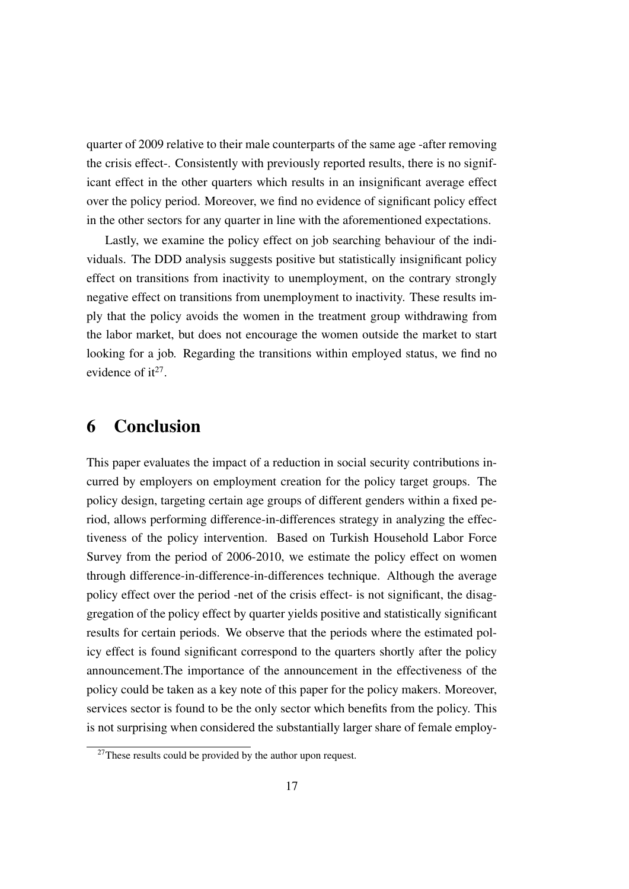quarter of 2009 relative to their male counterparts of the same age -after removing the crisis effect-. Consistently with previously reported results, there is no significant effect in the other quarters which results in an insignificant average effect over the policy period. Moreover, we find no evidence of significant policy effect in the other sectors for any quarter in line with the aforementioned expectations.

Lastly, we examine the policy effect on job searching behaviour of the individuals. The DDD analysis suggests positive but statistically insignificant policy effect on transitions from inactivity to unemployment, on the contrary strongly negative effect on transitions from unemployment to inactivity. These results imply that the policy avoids the women in the treatment group withdrawing from the labor market, but does not encourage the women outside the market to start looking for a job. Regarding the transitions within employed status, we find no evidence of it[27].

# 6 Conclusion

This paper evaluates the impact of a reduction in social security contributions incurred by employers on employment creation for the policy target groups. The policy design, targeting certain age groups of different genders within a fixed period, allows performing difference-in-differences strategy in analyzing the effectiveness of the policy intervention. Based on Turkish Household Labor Force Survey from the period of 2006-2010, we estimate the policy effect on women through difference-in-difference-in-differences technique. Although the average policy effect over the period -net of the crisis effect- is not significant, the disaggregation of the policy effect by quarter yields positive and statistically significant results for certain periods. We observe that the periods where the estimated policy effect is found significant correspond to the quarters shortly after the policy announcement.The importance of the announcement in the effectiveness of the policy could be taken as a key note of this paper for the policy makers. Moreover, services sector is found to be the only sector which benefits from the policy. This is not surprising when considered the substantially larger share of female employ-

[27] These results could be provided by the author upon request.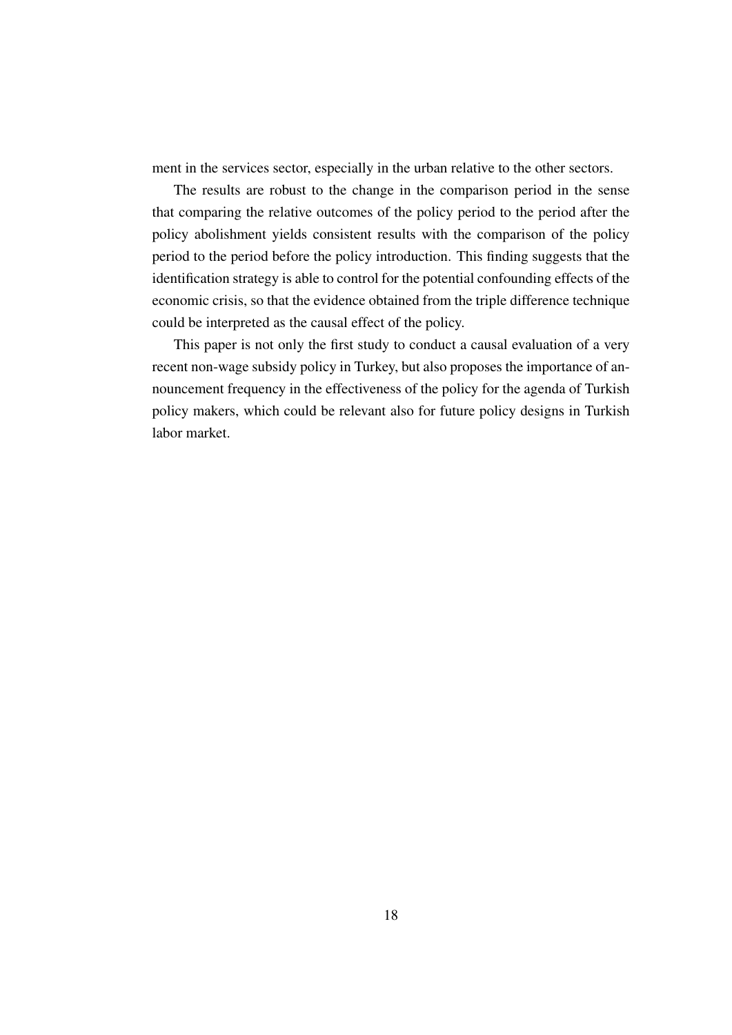ment in the services sector, especially in the urban relative to the other sectors.

The results are robust to the change in the comparison period in the sense that comparing the relative outcomes of the policy period to the period after the policy abolishment yields consistent results with the comparison of the policy period to the period before the policy introduction. This finding suggests that the identification strategy is able to control for the potential confounding effects of the economic crisis, so that the evidence obtained from the triple difference technique could be interpreted as the causal effect of the policy.

This paper is not only the first study to conduct a causal evaluation of a very recent non-wage subsidy policy in Turkey, but also proposes the importance of announcement frequency in the effectiveness of the policy for the agenda of Turkish policy makers, which could be relevant also for future policy designs in Turkish labor market.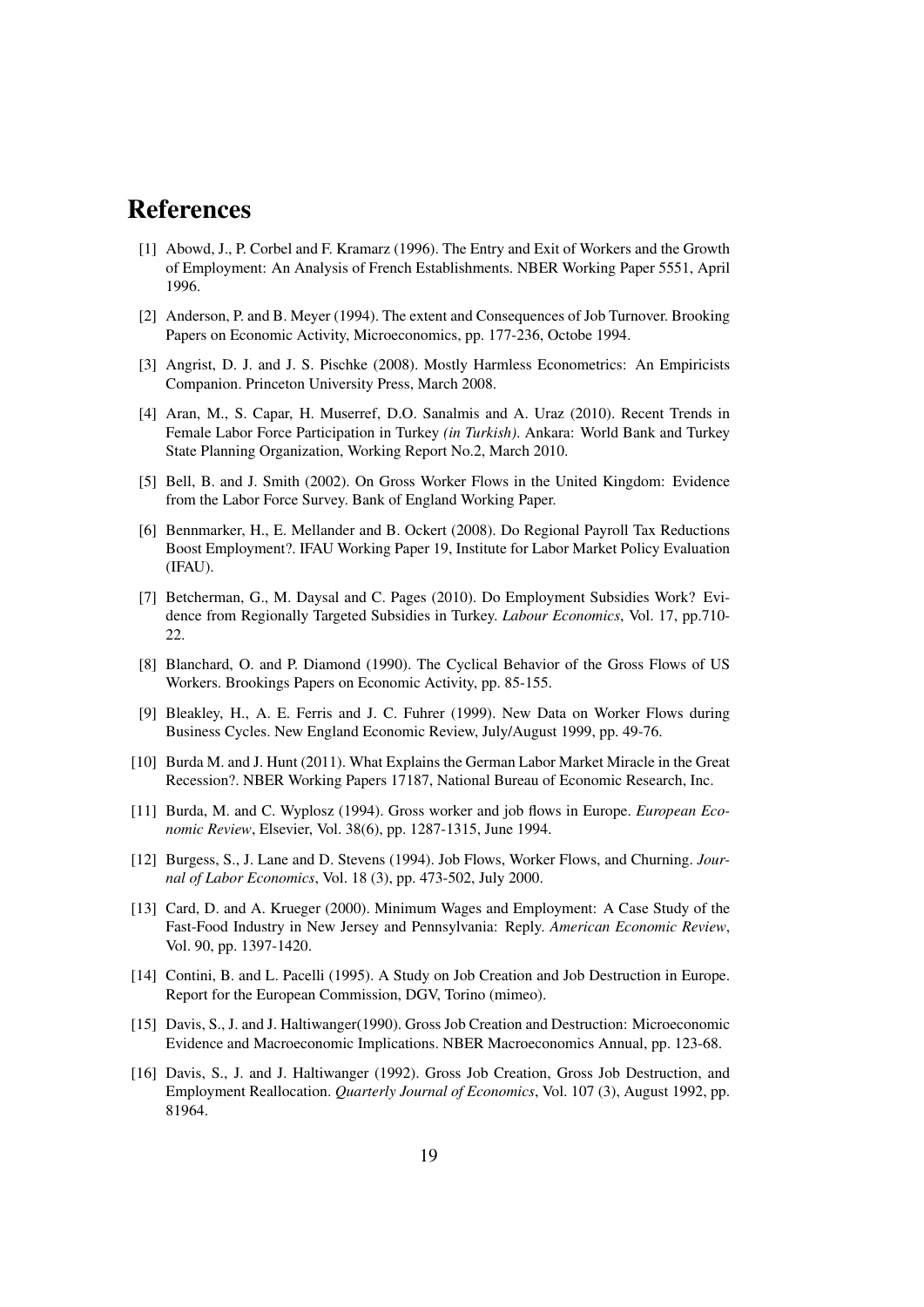# References

[1] Abowd, J., P. Corbel and F. Kramarz (1996). The Entry and Exit of Workers and the Growth of Employment: An Analysis of French Establishments. NBER Working Paper 5551, April 1996.

[2] Anderson, P. and B. Meyer (1994). The extent and Consequences of Job Turnover. Brooking Papers on Economic Activity, Microeconomics, pp. 177-236, Octobe 1994.

[3] Angrist, D. J. and J. S. Pischke (2008). Mostly Harmless Econometrics: An Empiricists Companion. Princeton University Press, March 2008.

[4] Aran, M., S. Capar, H. Muserref, D.O. Sanalmis and A. Uraz (2010). Recent Trends in Female Labor Force Participation in Turkey *(in Turkish)*. Ankara: World Bank and Turkey State Planning Organization, Working Report No.2, March 2010.

[5] Bell, B. and J. Smith (2002). On Gross Worker Flows in the United Kingdom: Evidence from the Labor Force Survey. Bank of England Working Paper.

[6] Bennmarker, H., E. Mellander and B. Ockert (2008). Do Regional Payroll Tax Reductions Boost Employment?. IFAU Working Paper 19, Institute for Labor Market Policy Evaluation (IFAU).

[7] Betcherman, G., M. Daysal and C. Pages (2010). Do Employment Subsidies Work? Evidence from Regionally Targeted Subsidies in Turkey. *Labour Economics*, Vol. 17, pp.710-22.

[8] Blanchard, O. and P. Diamond (1990). The Cyclical Behavior of the Gross Flows of US Workers. Brookings Papers on Economic Activity, pp. 85-155.

[9] Bleakley, H., A. E. Ferris and J. C. Fuhrer (1999). New Data on Worker Flows during Business Cycles. New England Economic Review, July/August 1999, pp. 49-76.

[10] Burda M. and J. Hunt (2011). What Explains the German Labor Market Miracle in the Great Recession?. NBER Working Papers 17187, National Bureau of Economic Research, Inc.

[11] Burda, M. and C. Wyplosz (1994). Gross worker and job flows in Europe. *European Economic Review*, Elsevier, Vol. 38(6), pp. 1287-1315, June 1994.

[12] Burgess, S., J. Lane and D. Stevens (1994). Job Flows, Worker Flows, and Churning. *Journal of Labor Economics*, Vol. 18 (3), pp. 473-502, July 2000.

[13] Card, D. and A. Krueger (2000). Minimum Wages and Employment: A Case Study of the Fast-Food Industry in New Jersey and Pennsylvania: Reply. *American Economic Review*, Vol. 90, pp. 1397-1420.

[14] Contini, B. and L. Pacelli (1995). A Study on Job Creation and Job Destruction in Europe. Report for the European Commission, DGV, Torino (mimeo).

[15] Davis, S., J. and J. Haltiwanger(1990). Gross Job Creation and Destruction: Microeconomic Evidence and Macroeconomic Implications. NBER Macroeconomics Annual, pp. 123-68.

[16] Davis, S., J. and J. Haltiwanger (1992). Gross Job Creation, Gross Job Destruction, and Employment Reallocation. *Quarterly Journal of Economics*, Vol. 107 (3), August 1992, pp. 81964.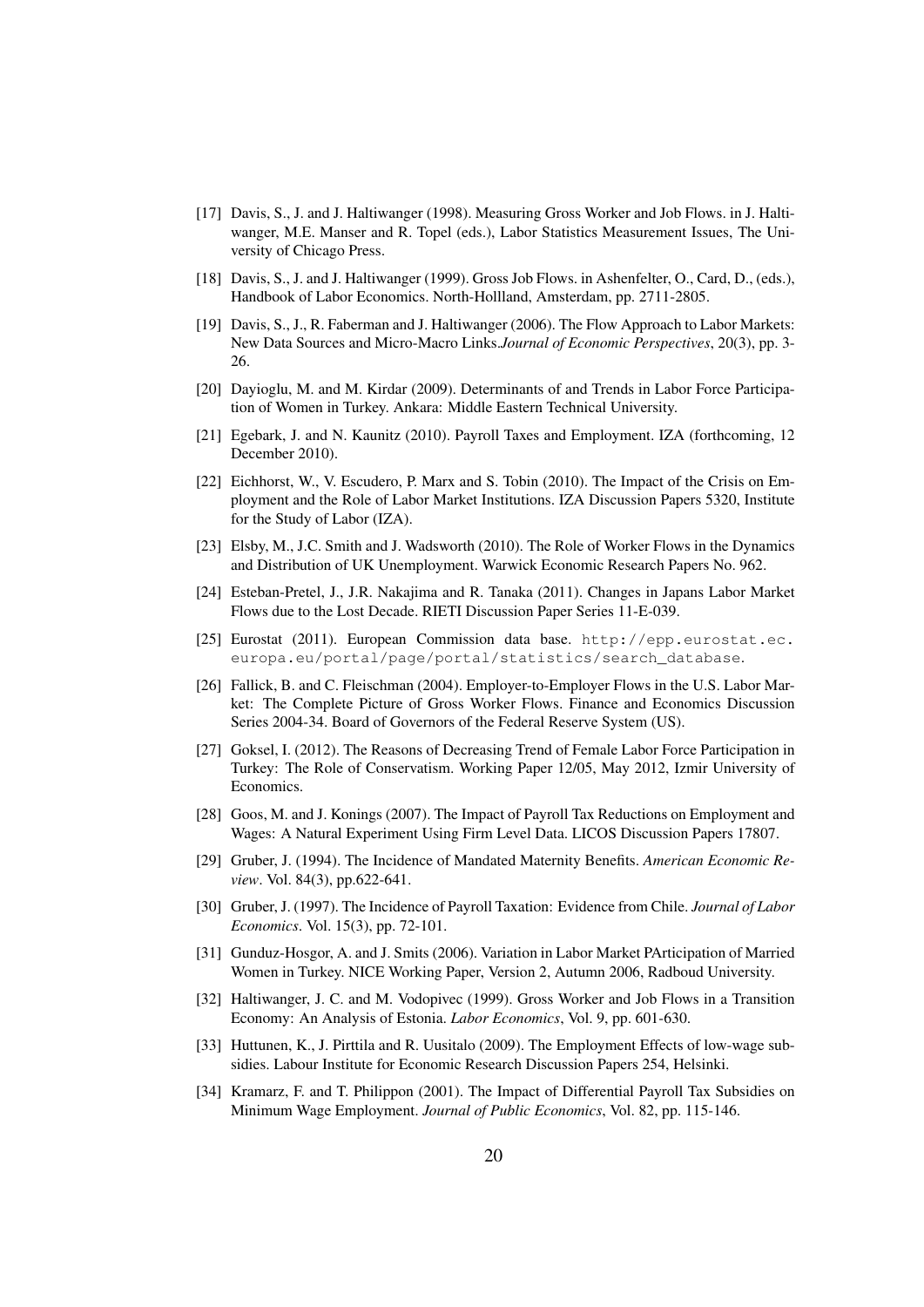[17] Davis, S., J. and J. Haltiwanger (1998). Measuring Gross Worker and Job Flows. in J. Haltiwanger, M.E. Manser and R. Topel (eds.), Labor Statistics Measurement Issues, The University of Chicago Press.

[18] Davis, S., J. and J. Haltiwanger (1999). Gross Job Flows. in Ashenfelter, O., Card, D., (eds.), Handbook of Labor Economics. North-Hollland, Amsterdam, pp. 2711-2805.

[19] Davis, S., J., R. Faberman and J. Haltiwanger (2006). The Flow Approach to Labor Markets: New Data Sources and Micro-Macro Links.*Journal of Economic Perspectives*, 20(3), pp. 3-26.

[20] Dayioglu, M. and M. Kirdar (2009). Determinants of and Trends in Labor Force Participation of Women in Turkey. Ankara: Middle Eastern Technical University.

[21] Egebark, J. and N. Kaunitz (2010). Payroll Taxes and Employment. IZA (forthcoming, 12 December 2010).

[22] Eichhorst, W., V. Escudero, P. Marx and S. Tobin (2010). The Impact of the Crisis on Employment and the Role of Labor Market Institutions. IZA Discussion Papers 5320, Institute for the Study of Labor (IZA).

[23] Elsby, M., J.C. Smith and J. Wadsworth (2010). The Role of Worker Flows in the Dynamics and Distribution of UK Unemployment. Warwick Economic Research Papers No. 962.

[24] Esteban-Pretel, J., J.R. Nakajima and R. Tanaka (2011). Changes in Japans Labor Market Flows due to the Lost Decade. RIETI Discussion Paper Series 11-E-039.

[25] Eurostat (2011). European Commission data base. http://epp.eurostat.ec.europa.eu/portal/page/portal/statistics/search_database.

[26] Fallick, B. and C. Fleischman (2004). Employer-to-Employer Flows in the U.S. Labor Market: The Complete Picture of Gross Worker Flows. Finance and Economics Discussion Series 2004-34. Board of Governors of the Federal Reserve System (US).

[27] Goksel, I. (2012). The Reasons of Decreasing Trend of Female Labor Force Participation in Turkey: The Role of Conservatism. Working Paper 12/05, May 2012, Izmir University of Economics.

[28] Goos, M. and J. Konings (2007). The Impact of Payroll Tax Reductions on Employment and Wages: A Natural Experiment Using Firm Level Data. LICOS Discussion Papers 17807.

[29] Gruber, J. (1994). The Incidence of Mandated Maternity Benefits. *American Economic Review*. Vol. 84(3), pp.622-641.

[30] Gruber, J. (1997). The Incidence of Payroll Taxation: Evidence from Chile. *Journal of Labor Economics*. Vol. 15(3), pp. 72-101.

[31] Gunduz-Hosgor, A. and J. Smits (2006). Variation in Labor Market PArticipation of Married Women in Turkey. NICE Working Paper, Version 2, Autumn 2006, Radboud University.

[32] Haltiwanger, J. C. and M. Vodopivec (1999). Gross Worker and Job Flows in a Transition Economy: An Analysis of Estonia. *Labor Economics*, Vol. 9, pp. 601-630.

[33] Huttunen, K., J. Pirttila and R. Uusitalo (2009). The Employment Effects of low-wage subsidies. Labour Institute for Economic Research Discussion Papers 254, Helsinki.

[34] Kramarz, F. and T. Philippon (2001). The Impact of Differential Payroll Tax Subsidies on Minimum Wage Employment. *Journal of Public Economics*, Vol. 82, pp. 115-146.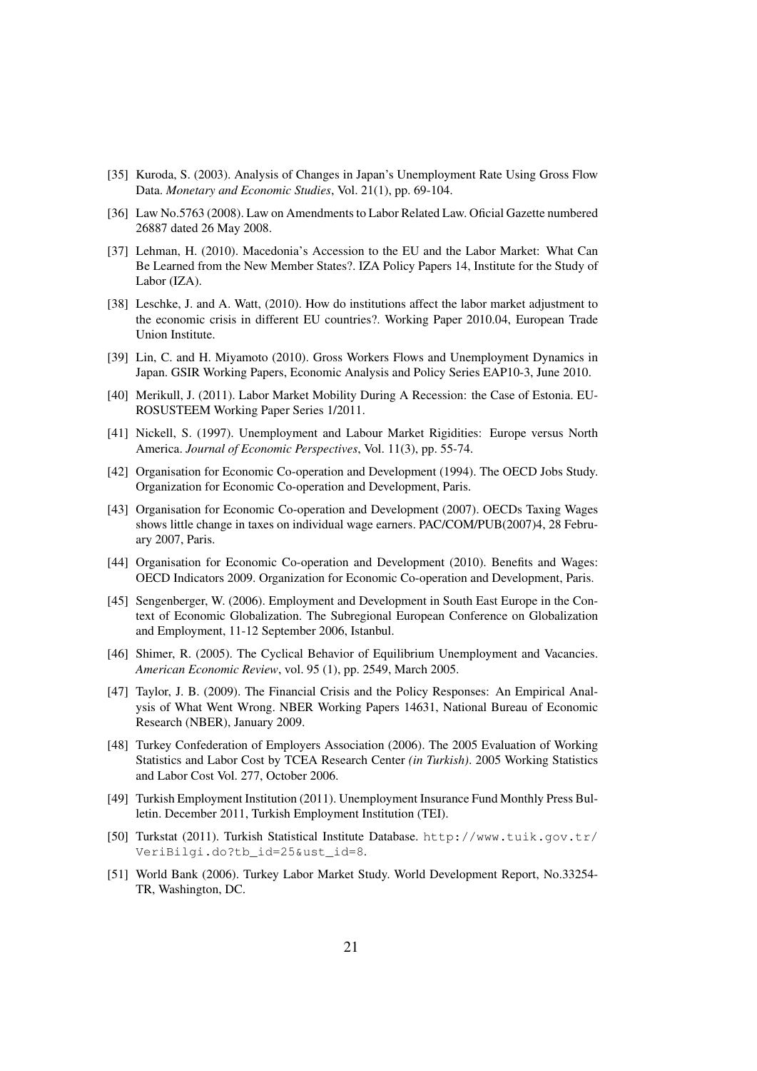[35] Kuroda, S. (2003). Analysis of Changes in Japan's Unemployment Rate Using Gross Flow Data. *Monetary and Economic Studies*, Vol. 21(1), pp. 69-104.

[36] Law No.5763 (2008). Law on Amendments to Labor Related Law. Oficial Gazette numbered 26887 dated 26 May 2008.

[37] Lehman, H. (2010). Macedonia's Accession to the EU and the Labor Market: What Can Be Learned from the New Member States?. IZA Policy Papers 14, Institute for the Study of Labor (IZA).

[38] Leschke, J. and A. Watt, (2010). How do institutions affect the labor market adjustment to the economic crisis in different EU countries?. Working Paper 2010.04, European Trade Union Institute.

[39] Lin, C. and H. Miyamoto (2010). Gross Workers Flows and Unemployment Dynamics in Japan. GSIR Working Papers, Economic Analysis and Policy Series EAP10-3, June 2010.

[40] Merikull, J. (2011). Labor Market Mobility During A Recession: the Case of Estonia. EUROSUSTEEM Working Paper Series 1/2011.

[41] Nickell, S. (1997). Unemployment and Labour Market Rigidities: Europe versus North America. *Journal of Economic Perspectives*, Vol. 11(3), pp. 55-74.

[42] Organisation for Economic Co-operation and Development (1994). The OECD Jobs Study. Organization for Economic Co-operation and Development, Paris.

[43] Organisation for Economic Co-operation and Development (2007). OECDs Taxing Wages shows little change in taxes on individual wage earners. PAC/COM/PUB(2007)4, 28 February 2007, Paris.

[44] Organisation for Economic Co-operation and Development (2010). Benefits and Wages: OECD Indicators 2009. Organization for Economic Co-operation and Development, Paris.

[45] Sengenberger, W. (2006). Employment and Development in South East Europe in the Context of Economic Globalization. The Subregional European Conference on Globalization and Employment, 11-12 September 2006, Istanbul.

[46] Shimer, R. (2005). The Cyclical Behavior of Equilibrium Unemployment and Vacancies. *American Economic Review*, vol. 95 (1), pp. 2549, March 2005.

[47] Taylor, J. B. (2009). The Financial Crisis and the Policy Responses: An Empirical Analysis of What Went Wrong. NBER Working Papers 14631, National Bureau of Economic Research (NBER), January 2009.

[48] Turkey Confederation of Employers Association (2006). The 2005 Evaluation of Working Statistics and Labor Cost by TCEA Research Center *(in Turkish)*. 2005 Working Statistics and Labor Cost Vol. 277, October 2006.

[49] Turkish Employment Institution (2011). Unemployment Insurance Fund Monthly Press Bulletin. December 2011, Turkish Employment Institution (TEI).

[50] Turkstat (2011). Turkish Statistical Institute Database. `http://www.tuik.gov.tr/VeriBilgi.do?tb_id=25&ust_id=8`.

[51] World Bank (2006). Turkey Labor Market Study. World Development Report, No.33254-TR, Washington, DC.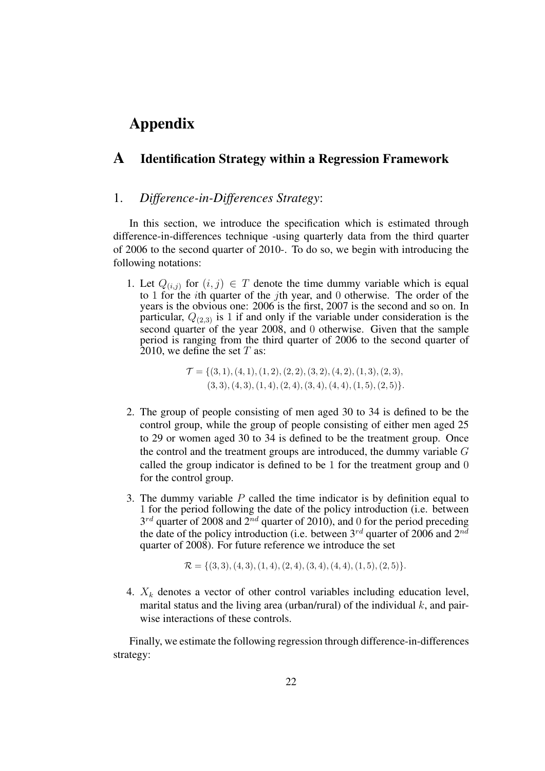# Appendix

## A Identification Strategy within a Regression Framework

### 1. *Difference-in-Differences Strategy*:

In this section, we introduce the specification which is estimated through difference-in-differences technique -using quarterly data from the third quarter of 2006 to the second quarter of 2010-. To do so, we begin with introducing the following notations:

1. Let $Q_{(i,j)}$ for $(i,j) \in T$ denote the time dummy variable which is equal to 1 for the $i$th quarter of the $j$th year, and 0 otherwise. The order of the years is the obvious one: 2006 is the first, 2007 is the second and so on. In particular, $Q_{(2,3)}$ is 1 if and only if the variable under consideration is the second quarter of the year 2008, and 0 otherwise. Given that the sample period is ranging from the third quarter of 2006 to the second quarter of 2010, we define the set $T$ as:

$$\mathcal{T} = \{(3,1),(4,1),(1,2),(2,2),(3,2),(4,2),(1,3),(2,3),\\ (3,3),(4,3),(1,4),(2,4),(3,4),(4,4),(1,5),(2,5)\}.$$

2. The group of people consisting of men aged 30 to 34 is defined to be the control group, while the group of people consisting of either men aged 25 to 29 or women aged 30 to 34 is defined to be the treatment group. Once the control and the treatment groups are introduced, the dummy variable $G$ called the group indicator is defined to be 1 for the treatment group and 0 for the control group.

3. The dummy variable $P$ called the time indicator is by definition equal to 1 for the period following the date of the policy introduction (i.e. between $3^{rd}$ quarter of 2008 and $2^{nd}$ quarter of 2010), and 0 for the period preceding the date of the policy introduction (i.e. between $3^{rd}$ quarter of 2006 and $2^{nd}$ quarter of 2008). For future reference we introduce the set

$$\mathcal{R} = \{(3,3),(4,3),(1,4),(2,4),(3,4),(4,4),(1,5),(2,5)\}.$$

4. $X_k$ denotes a vector of other control variables including education level, marital status and the living area (urban/rural) of the individual $k$, and pairwise interactions of these controls.

Finally, we estimate the following regression through difference-in-differences strategy: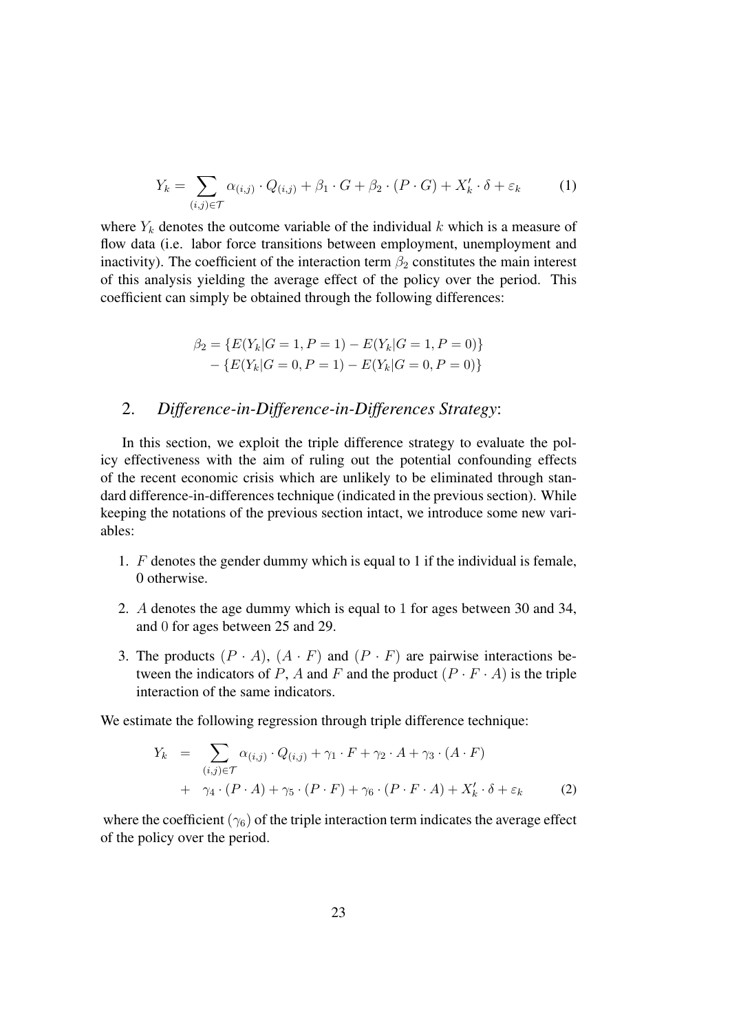$$Y_k = \sum_{(i,j)\in\mathcal{T}} \alpha_{(i,j)} \cdot Q_{(i,j)} + \beta_1 \cdot G + \beta_2 \cdot (P \cdot G) + X_k' \cdot \delta + \varepsilon_k \tag{1}$$

where $Y_k$ denotes the outcome variable of the individual $k$ which is a measure of flow data (i.e. labor force transitions between employment, unemployment and inactivity). The coefficient of the interaction term $\beta_2$ constitutes the main interest of this analysis yielding the average effect of the policy over the period. This coefficient can simply be obtained through the following differences:

$$\begin{aligned}\beta_2 = &\{E(Y_k|G=1, P=1) - E(Y_k|G=1, P=0)\} \\ &- \{E(Y_k|G=0, P=1) - E(Y_k|G=0, P=0)\}\end{aligned}$$

## 2. *Difference-in-Difference-in-Differences Strategy*:

In this section, we exploit the triple difference strategy to evaluate the policy effectiveness with the aim of ruling out the potential confounding effects of the recent economic crisis which are unlikely to be eliminated through standard difference-in-differences technique (indicated in the previous section). While keeping the notations of the previous section intact, we introduce some new variables:

1. $F$ denotes the gender dummy which is equal to 1 if the individual is female, 0 otherwise.
2. $A$ denotes the age dummy which is equal to 1 for ages between 30 and 34, and 0 for ages between 25 and 29.
3. The products $(P \cdot A)$, $(A \cdot F)$ and $(P \cdot F)$ are pairwise interactions between the indicators of $P$, $A$ and $F$ and the product $(P \cdot F \cdot A)$ is the triple interaction of the same indicators.

We estimate the following regression through triple difference technique:

$$\begin{aligned}Y_k \;=\; &\sum_{(i,j)\in\mathcal{T}} \alpha_{(i,j)} \cdot Q_{(i,j)} + \gamma_1 \cdot F + \gamma_2 \cdot A + \gamma_3 \cdot (A \cdot F) \\ &+ \;\gamma_4 \cdot (P \cdot A) + \gamma_5 \cdot (P \cdot F) + \gamma_6 \cdot (P \cdot F \cdot A) + X_k' \cdot \delta + \varepsilon_k \end{aligned} \tag{2}$$

where the coefficient $(\gamma_6)$ of the triple interaction term indicates the average effect of the policy over the period.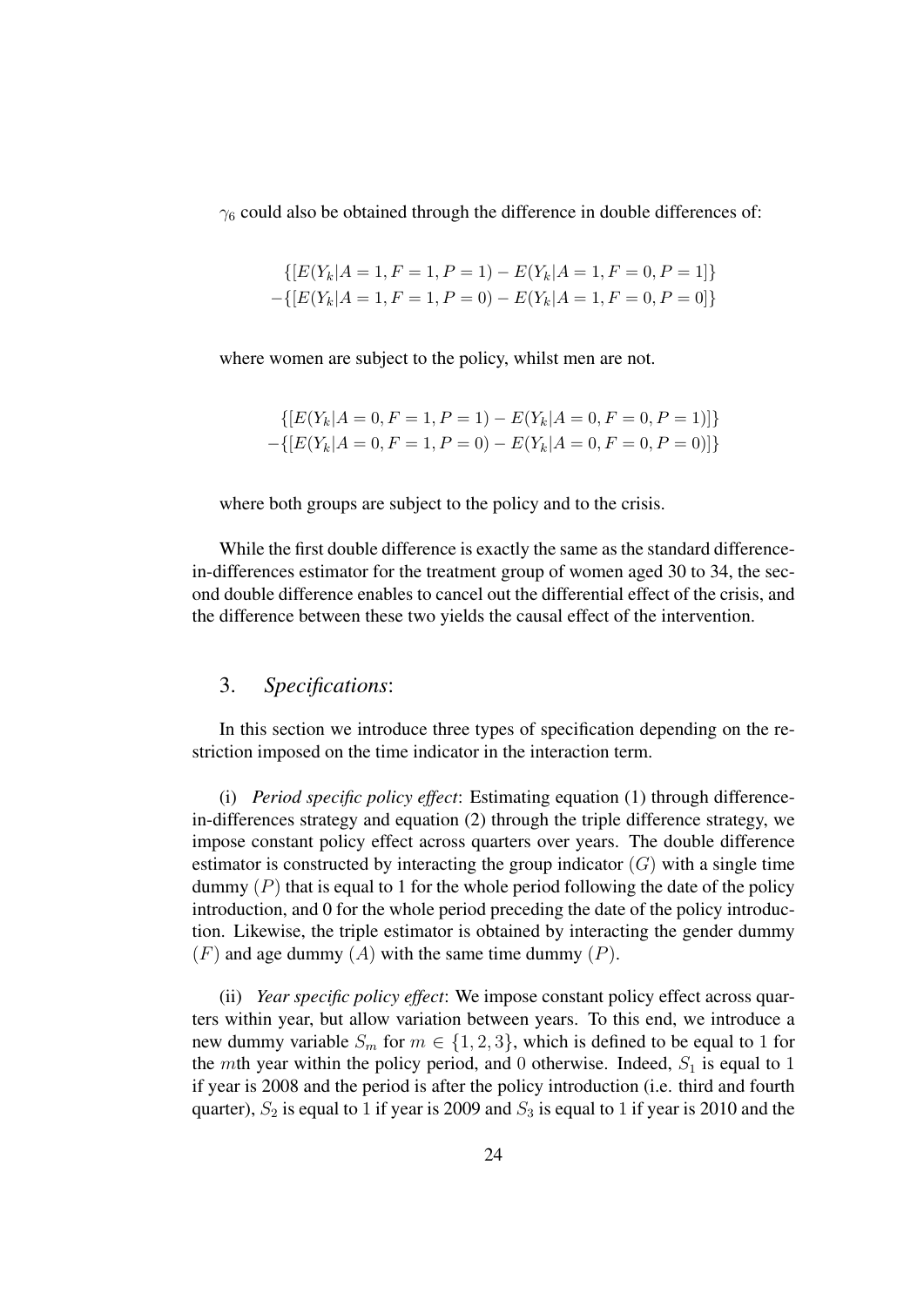$\gamma_6$ could also be obtained through the difference in double differences of:

$$\{[E(Y_k|A=1,F=1,P=1) - E(Y_k|A=1,F=0,P=1]\}$$
$$-\{[E(Y_k|A=1,F=1,P=0) - E(Y_k|A=1,F=0,P=0]\}$$

where women are subject to the policy, whilst men are not.

$$\{[E(Y_k|A=0,F=1,P=1) - E(Y_k|A=0,F=0,P=1)]\}$$
$$-\{[E(Y_k|A=0,F=1,P=0) - E(Y_k|A=0,F=0,P=0)]\}$$

where both groups are subject to the policy and to the crisis.

While the first double difference is exactly the same as the standard difference-in-differences estimator for the treatment group of women aged 30 to 34, the second double difference enables to cancel out the differential effect of the crisis, and the difference between these two yields the causal effect of the intervention.

## 3. *Specifications*:

In this section we introduce three types of specification depending on the restriction imposed on the time indicator in the interaction term.

(i) *Period specific policy effect*: Estimating equation (1) through difference-in-differences strategy and equation (2) through the triple difference strategy, we impose constant policy effect across quarters over years. The double difference estimator is constructed by interacting the group indicator ($G$) with a single time dummy ($P$) that is equal to 1 for the whole period following the date of the policy introduction, and 0 for the whole period preceding the date of the policy introduction. Likewise, the triple estimator is obtained by interacting the gender dummy ($F$) and age dummy ($A$) with the same time dummy ($P$).

(ii) *Year specific policy effect*: We impose constant policy effect across quarters within year, but allow variation between years. To this end, we introduce a new dummy variable $S_m$ for $m \in \{1, 2, 3\}$, which is defined to be equal to 1 for the $m$th year within the policy period, and 0 otherwise. Indeed, $S_1$ is equal to 1 if year is 2008 and the period is after the policy introduction (i.e. third and fourth quarter), $S_2$ is equal to 1 if year is 2009 and $S_3$ is equal to 1 if year is 2010 and the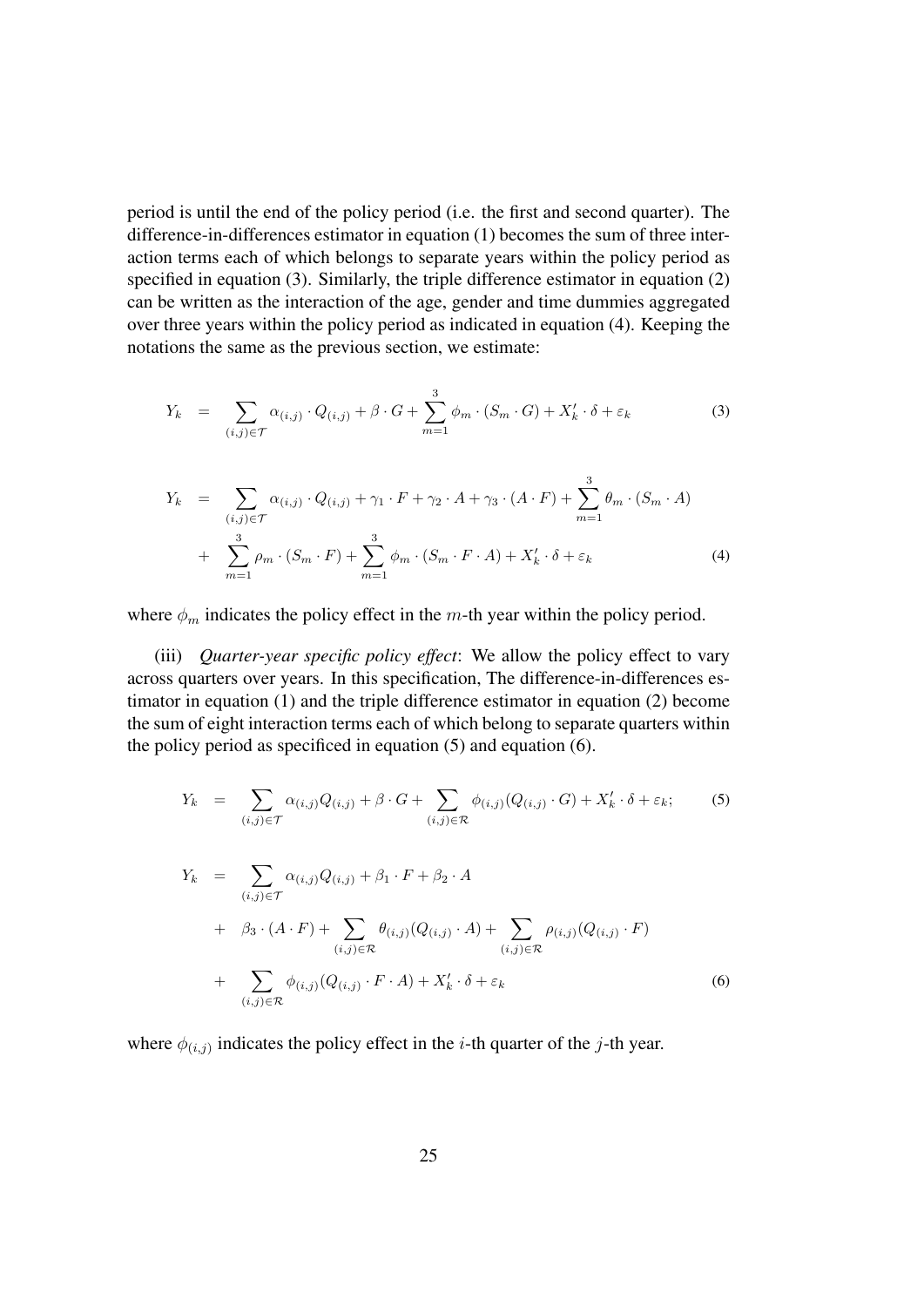period is until the end of the policy period (i.e. the first and second quarter). The difference-in-differences estimator in equation (1) becomes the sum of three interaction terms each of which belongs to separate years within the policy period as specified in equation (3). Similarly, the triple difference estimator in equation (2) can be written as the interaction of the age, gender and time dummies aggregated over three years within the policy period as indicated in equation (4). Keeping the notations the same as the previous section, we estimate:

$$Y_k = \sum_{(i,j)\in\mathcal{T}} \alpha_{(i,j)} \cdot Q_{(i,j)} + \beta \cdot G + \sum_{m=1}^{3} \phi_m \cdot (S_m \cdot G) + X_k' \cdot \delta + \varepsilon_k \tag{3}$$

$$\begin{aligned} Y_k &= \sum_{(i,j)\in\mathcal{T}} \alpha_{(i,j)} \cdot Q_{(i,j)} + \gamma_1 \cdot F + \gamma_2 \cdot A + \gamma_3 \cdot (A \cdot F) + \sum_{m=1}^{3} \theta_m \cdot (S_m \cdot A) \\ &+ \sum_{m=1}^{3} \rho_m \cdot (S_m \cdot F) + \sum_{m=1}^{3} \phi_m \cdot (S_m \cdot F \cdot A) + X_k' \cdot \delta + \varepsilon_k \end{aligned} \tag{4}$$

where $\phi_m$ indicates the policy effect in the $m$-th year within the policy period.

(iii) *Quarter-year specific policy effect*: We allow the policy effect to vary across quarters over years. In this specification, The difference-in-differences estimator in equation (1) and the triple difference estimator in equation (2) become the sum of eight interaction terms each of which belong to separate quarters within the policy period as specificed in equation (5) and equation (6).

$$Y_k = \sum_{(i,j)\in\mathcal{T}} \alpha_{(i,j)} Q_{(i,j)} + \beta \cdot G + \sum_{(i,j)\in\mathcal{R}} \phi_{(i,j)} (Q_{(i,j)} \cdot G) + X_k' \cdot \delta + \varepsilon_k; \tag{5}$$

$$\begin{aligned} Y_k &= \sum_{(i,j)\in\mathcal{T}} \alpha_{(i,j)} Q_{(i,j)} + \beta_1 \cdot F + \beta_2 \cdot A \\ &+ \beta_3 \cdot (A \cdot F) + \sum_{(i,j)\in\mathcal{R}} \theta_{(i,j)} (Q_{(i,j)} \cdot A) + \sum_{(i,j)\in\mathcal{R}} \rho_{(i,j)} (Q_{(i,j)} \cdot F) \\ &+ \sum_{(i,j)\in\mathcal{R}} \phi_{(i,j)} (Q_{(i,j)} \cdot F \cdot A) + X_k' \cdot \delta + \varepsilon_k \end{aligned} \tag{6}$$

where $\phi_{(i,j)}$ indicates the policy effect in the $i$-th quarter of the $j$-th year.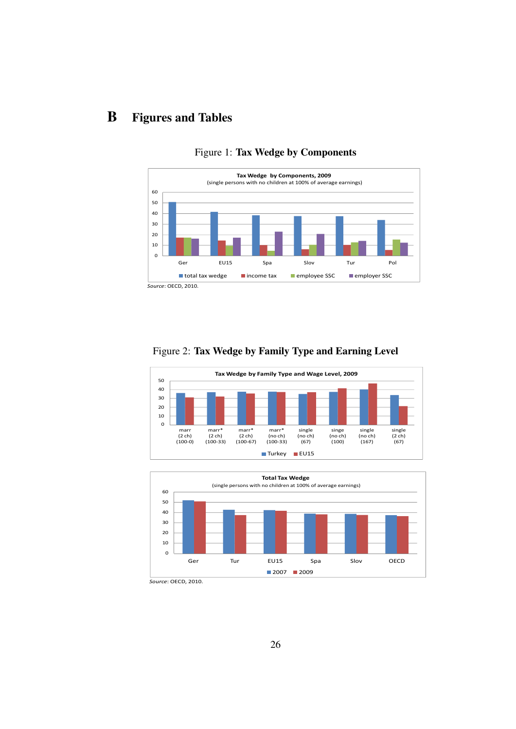# B Figures and Tables

Figure 1: **Tax Wedge by Components**

Tax Wedge by Components, 2009
(single persons with no children at 100% of average earnings)

Source: OECD, 2010.

Figure 2: **Tax Wedge by Family Type and Earning Level**

Tax Wedge by Family Type and Wage Level, 2009

Total Tax Wedge
(single persons with no children at 100% of average earnings)

*Source*: OECD, 2010.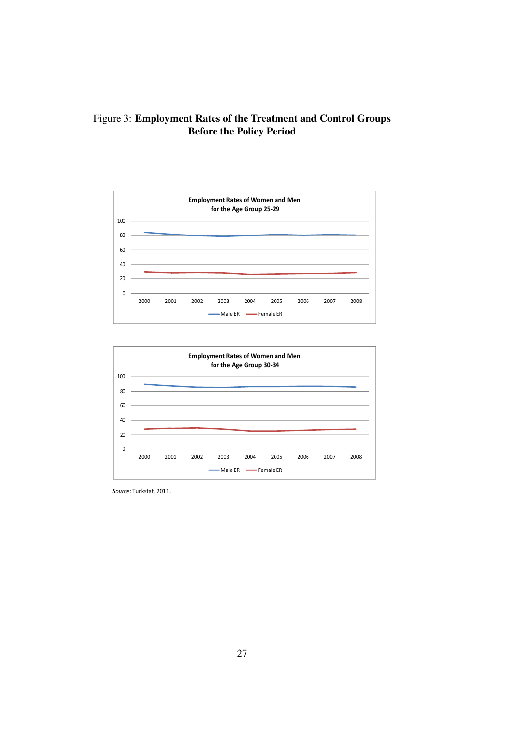Figure 3: **Employment Rates of the Treatment and Control Groups Before the Policy Period**

**Employment Rates of Women and Men for the Age Group 25-29**

**Employment Rates of Women and Men for the Age Group 30-34**

*Source*: Turkstat, 2011.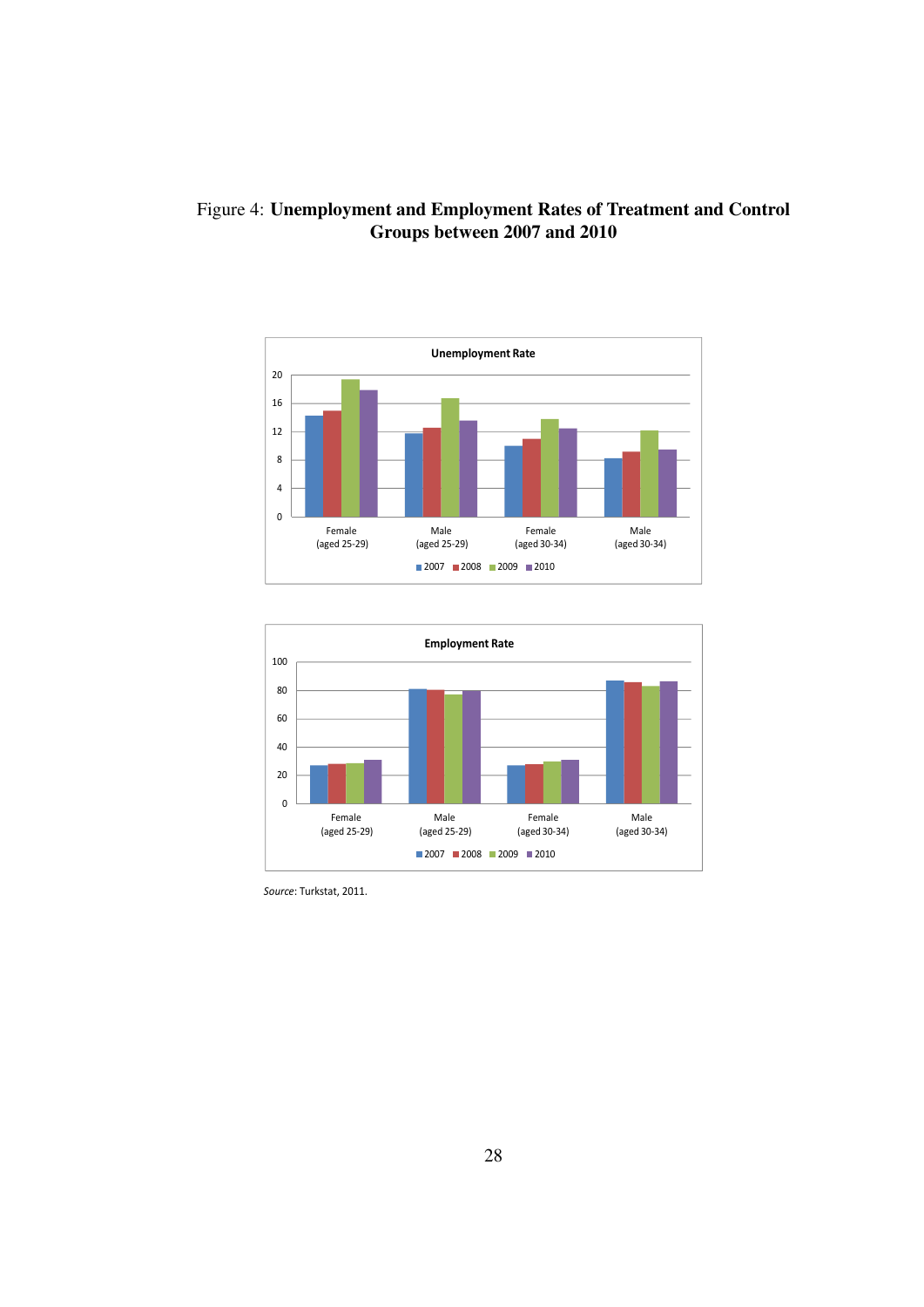Figure 4: **Unemployment and Employment Rates of Treatment and Control Groups between 2007 and 2010**

*Source*: Turkstat, 2011.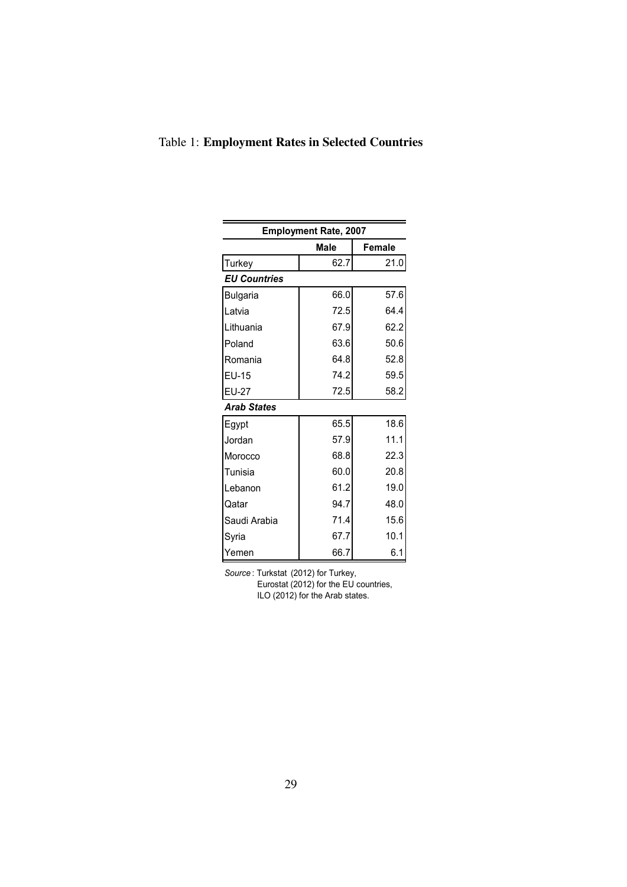Table 1: **Employment Rates in Selected Countries**

| Employment Rate, 2007 | | |
|---|---|---|
| | **Male** | **Female** |
| Turkey | 62.7 | 21.0 |
| ***EU Countries*** | | |
| Bulgaria | 66.0 | 57.6 |
| Latvia | 72.5 | 64.4 |
| Lithuania | 67.9 | 62.2 |
| Poland | 63.6 | 50.6 |
| Romania | 64.8 | 52.8 |
| EU-15 | 74.2 | 59.5 |
| EU-27 | 72.5 | 58.2 |
| ***Arab States*** | | |
| Egypt | 65.5 | 18.6 |
| Jordan | 57.9 | 11.1 |
| Morocco | 68.8 | 22.3 |
| Tunisia | 60.0 | 20.8 |
| Lebanon | 61.2 | 19.0 |
| Qatar | 94.7 | 48.0 |
| Saudi Arabia | 71.4 | 15.6 |
| Syria | 67.7 | 10.1 |
| Yemen | 66.7 | 6.1 |

*Source*: Turkstat (2012) for Turkey,
Eurostat (2012) for the EU countries,
ILO (2012) for the Arab states.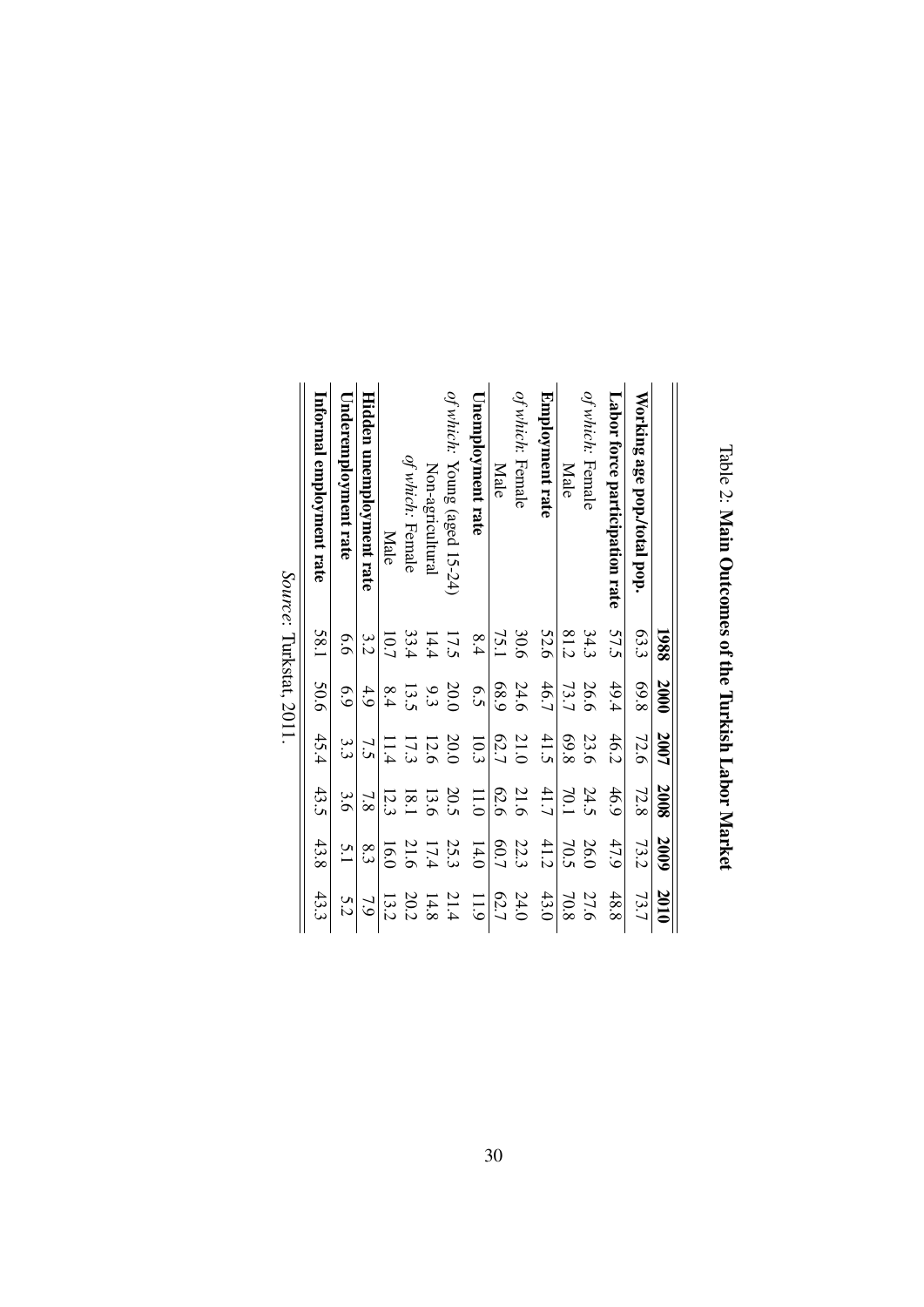Table 2: **Main Outcomes of the Turkish Labor Market**

| | 1988 | 2000 | 2007 | 2008 | 2009 | 2010 |
|---|---|---|---|---|---|---|
| **Working age pop./total pop.** | 63.3 | 69.8 | 72.6 | 72.8 | 73.2 | 73.7 |
| **Labor force participation rate** | 57.5 | 49.4 | 46.2 | 46.9 | 47.9 | 48.8 |
| *of which:* Female | 34.3 | 26.6 | 23.6 | 24.5 | 26.0 | 27.6 |
| Male | 81.2 | 73.7 | 69.8 | 70.1 | 70.5 | 70.8 |
| **Employment rate** | 52.6 | 46.7 | 41.5 | 41.7 | 41.2 | 43.0 |
| *of which:* Female | 30.6 | 24.6 | 21.0 | 21.6 | 22.3 | 24.0 |
| Male | 75.1 | 68.9 | 62.7 | 62.6 | 60.7 | 62.7 |
| **Unemployment rate** | 8.4 | 6.5 | 10.3 | 11.0 | 14.0 | 11.9 |
| *of which:* Young (aged 15-24) | 17.5 | 20.0 | 20.0 | 20.5 | 25.3 | 21.4 |
| Non-agricultural | 14.4 | 9.3 | 12.6 | 13.6 | 17.4 | 14.8 |
| *of which:* Female | 33.4 | 13.5 | 17.3 | 18.1 | 21.6 | 20.2 |
| Male | 10.7 | 8.4 | 11.4 | 12.3 | 16.0 | 13.2 |
| **Hidden unemployment rate** | 3.2 | 4.9 | 7.5 | 7.8 | 8.3 | 7.9 |
| **Underemployment rate** | 6.6 | 6.9 | 3.3 | 3.6 | 5.1 | 5.2 |
| **Informal employment rate** | 58.1 | 50.6 | 45.4 | 43.5 | 43.8 | 43.3 |

*Source*: Turkstat, 2011.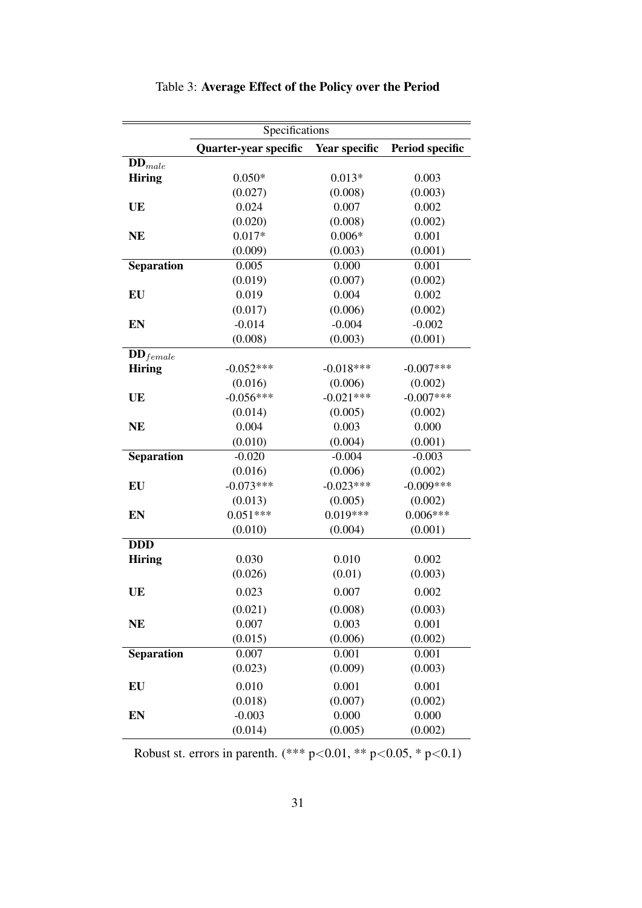Table 3: **Average Effect of the Policy over the Period**

| | Specifications | | |
|---|---|---|---|
| | **Quarter-year specific** | **Year specific** | **Period specific** |
| **$DD_{male}$** | | | |
| **Hiring** | 0.050* | 0.013* | 0.003 |
| | (0.027) | (0.008) | (0.003) |
| **UE** | 0.024 | 0.007 | 0.002 |
| | (0.020) | (0.008) | (0.002) |
| **NE** | 0.017* | 0.006* | 0.001 |
| | (0.009) | (0.003) | (0.001) |
| **Separation** | 0.005 | 0.000 | 0.001 |
| | (0.019) | (0.007) | (0.002) |
| **EU** | 0.019 | 0.004 | 0.002 |
| | (0.017) | (0.006) | (0.002) |
| **EN** | -0.014 | -0.004 | -0.002 |
| | (0.008) | (0.003) | (0.001) |
| **$DD_{female}$** | | | |
| **Hiring** | -0.052*** | -0.018*** | -0.007*** |
| | (0.016) | (0.006) | (0.002) |
| **UE** | -0.056*** | -0.021*** | -0.007*** |
| | (0.014) | (0.005) | (0.002) |
| **NE** | 0.004 | 0.003 | 0.000 |
| | (0.010) | (0.004) | (0.001) |
| **Separation** | -0.020 | -0.004 | -0.003 |
| | (0.016) | (0.006) | (0.002) |
| **EU** | -0.073*** | -0.023*** | -0.009*** |
| | (0.013) | (0.005) | (0.002) |
| **EN** | 0.051*** | 0.019*** | 0.006*** |
| | (0.010) | (0.004) | (0.001) |
| **DDD** | | | |
| **Hiring** | 0.030 | 0.010 | 0.002 |
| | (0.026) | (0.01) | (0.003) |
| **UE** | 0.023 | 0.007 | 0.002 |
| | (0.021) | (0.008) | (0.003) |
| **NE** | 0.007 | 0.003 | 0.001 |
| | (0.015) | (0.006) | (0.002) |
| **Separation** | 0.007 | 0.001 | 0.001 |
| | (0.023) | (0.009) | (0.003) |
| **EU** | 0.010 | 0.001 | 0.001 |
| | (0.018) | (0.007) | (0.002) |
| **EN** | -0.003 | 0.000 | 0.000 |
| | (0.014) | (0.005) | (0.002) |

Robust st. errors in parenth. (*** $p<0.01$, ** $p<0.05$, * $p<0.1$)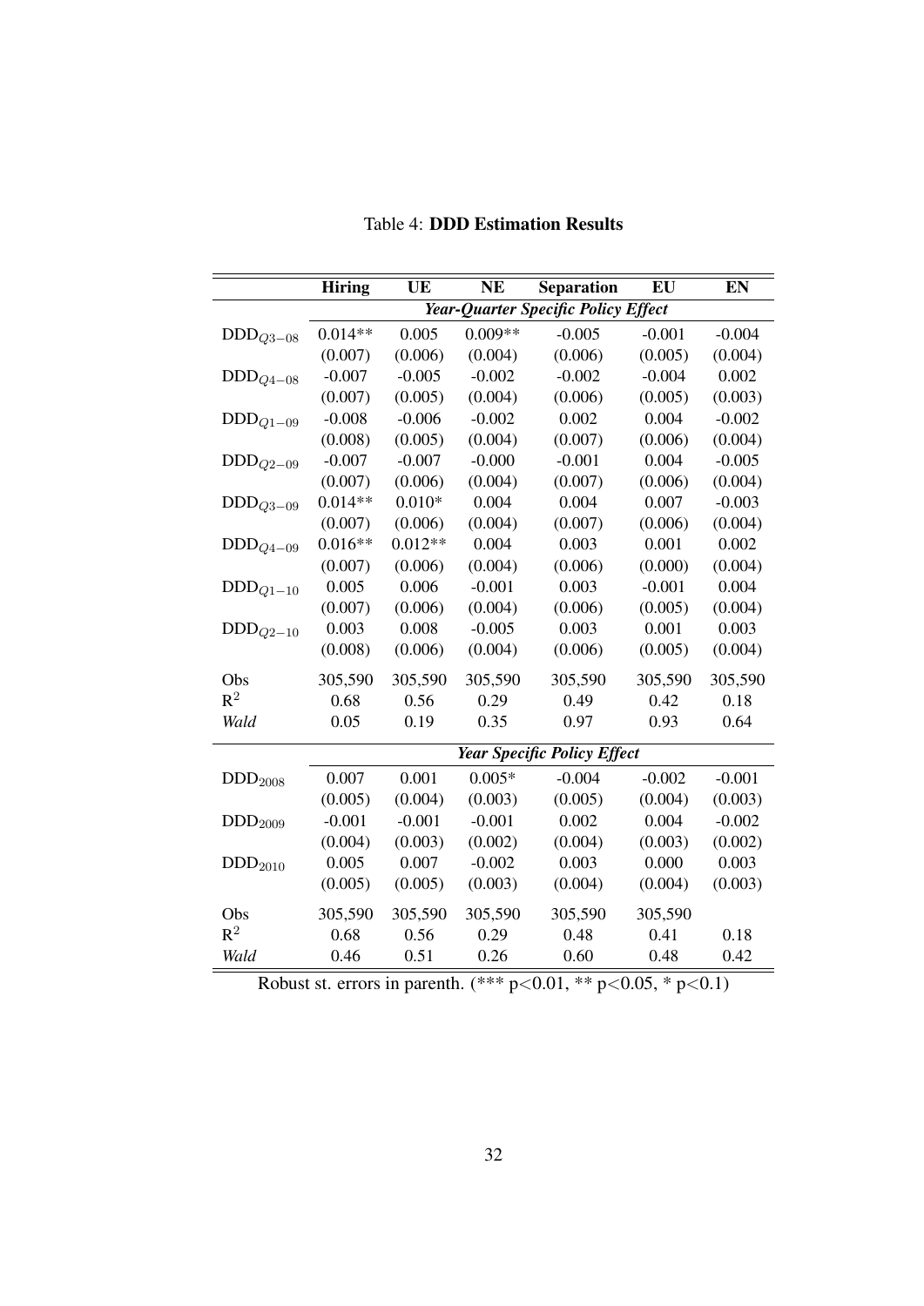Table 4: **DDD Estimation Results**

| | **Hiring** | **UE** | **NE** | **Separation** | **EU** | **EN** |
|---|---|---|---|---|---|---|
| | ***Year-Quarter Specific Policy Effect*** | | | | | |
| $\text{DDD}_{Q3-08}$ | 0.014** | 0.005 | 0.009** | -0.005 | -0.001 | -0.004 |
| | (0.007) | (0.006) | (0.004) | (0.006) | (0.005) | (0.004) |
| $\text{DDD}_{Q4-08}$ | -0.007 | -0.005 | -0.002 | -0.002 | -0.004 | 0.002 |
| | (0.007) | (0.005) | (0.004) | (0.006) | (0.005) | (0.003) |
| $\text{DDD}_{Q1-09}$ | -0.008 | -0.006 | -0.002 | 0.002 | 0.004 | -0.002 |
| | (0.008) | (0.005) | (0.004) | (0.007) | (0.006) | (0.004) |
| $\text{DDD}_{Q2-09}$ | -0.007 | -0.007 | -0.000 | -0.001 | 0.004 | -0.005 |
| | (0.007) | (0.006) | (0.004) | (0.007) | (0.006) | (0.004) |
| $\text{DDD}_{Q3-09}$ | 0.014** | 0.010* | 0.004 | 0.004 | 0.007 | -0.003 |
| | (0.007) | (0.006) | (0.004) | (0.007) | (0.006) | (0.004) |
| $\text{DDD}_{Q4-09}$ | 0.016** | 0.012** | 0.004 | 0.003 | 0.001 | 0.002 |
| | (0.007) | (0.006) | (0.004) | (0.006) | (0.000) | (0.004) |
| $\text{DDD}_{Q1-10}$ | 0.005 | 0.006 | -0.001 | 0.003 | -0.001 | 0.004 |
| | (0.007) | (0.006) | (0.004) | (0.006) | (0.005) | (0.004) |
| $\text{DDD}_{Q2-10}$ | 0.003 | 0.008 | -0.005 | 0.003 | 0.001 | 0.003 |
| | (0.008) | (0.006) | (0.004) | (0.006) | (0.005) | (0.004) |
| Obs | 305,590 | 305,590 | 305,590 | 305,590 | 305,590 | 305,590 |
| $R^2$ | 0.68 | 0.56 | 0.29 | 0.49 | 0.42 | 0.18 |
| *Wald* | 0.05 | 0.19 | 0.35 | 0.97 | 0.93 | 0.64 |
| | ***Year Specific Policy Effect*** | | | | | |
| $\text{DDD}_{2008}$ | 0.007 | 0.001 | 0.005* | -0.004 | -0.002 | -0.001 |
| | (0.005) | (0.004) | (0.003) | (0.005) | (0.004) | (0.003) |
| $\text{DDD}_{2009}$ | -0.001 | -0.001 | -0.001 | 0.002 | 0.004 | -0.002 |
| | (0.004) | (0.003) | (0.002) | (0.004) | (0.003) | (0.002) |
| $\text{DDD}_{2010}$ | 0.005 | 0.007 | -0.002 | 0.003 | 0.000 | 0.003 |
| | (0.005) | (0.005) | (0.003) | (0.004) | (0.004) | (0.003) |
| Obs | 305,590 | 305,590 | 305,590 | 305,590 | 305,590 | |
| $R^2$ | 0.68 | 0.56 | 0.29 | 0.48 | 0.41 | 0.18 |
| *Wald* | 0.46 | 0.51 | 0.26 | 0.60 | 0.48 | 0.42 |

Robust st. errors in parenth. (*** $p<0.01$, ** $p<0.05$, * $p<0.1$)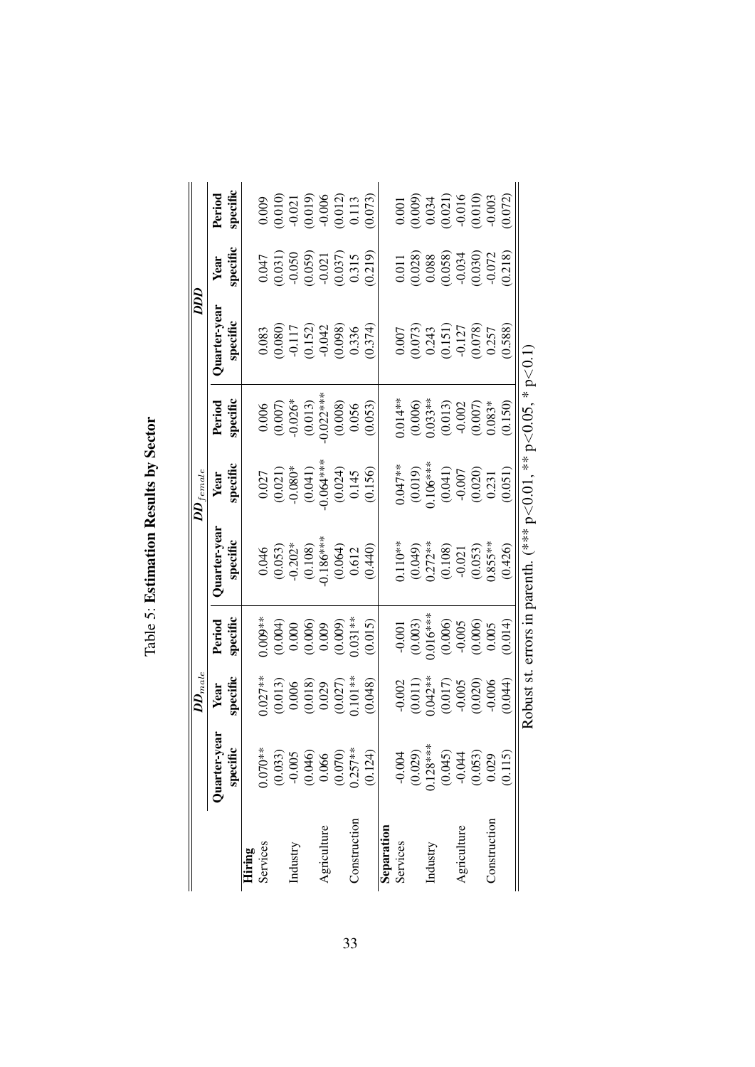Table 5: **Estimation Results by Sector**

| | $DD_{male}$ | | | $DD_{female}$ | | | DDD | | |
|---|---|---|---|---|---|---|---|---|---|
| | **Quarter-year specific** | **Year specific** | **Period specific** | **Quarter-year specific** | **Year specific** | **Period specific** | **Quarter-year specific** | **Year specific** | **Period specific** |
| **Hiring** | | | | | | | | | |
| Services | 0.070** | 0.027** | 0.009** | 0.046 | 0.027 | 0.006 | 0.083 | 0.047 | 0.009 |
| | (0.033) | (0.013) | (0.004) | (0.053) | (0.021) | (0.007) | (0.080) | (0.031) | (0.010) |
| Industry | -0.005 | 0.006 | 0.000 | -0.202* | -0.080* | -0.026* | -0.117 | -0.050 | -0.021 |
| | (0.046) | (0.018) | (0.006) | (0.108) | (0.041) | (0.013) | (0.152) | (0.059) | (0.019) |
| Agriculture | 0.066 | 0.029 | 0.009 | -0.186*** | -0.064*** | -0.022*** | -0.042 | -0.021 | -0.006 |
| | (0.070) | (0.027) | (0.009) | (0.064) | (0.024) | (0.008) | (0.098) | (0.037) | (0.012) |
| Construction | 0.257** | 0.101** | 0.031** | 0.612 | 0.145 | 0.056 | 0.336 | 0.315 | 0.113 |
| | (0.124) | (0.048) | (0.015) | (0.440) | (0.156) | (0.053) | (0.374) | (0.219) | (0.073) |
| **Separation** | | | | | | | | | |
| Services | -0.004 | -0.002 | -0.001 | 0.110** | 0.047** | 0.014** | 0.007 | 0.011 | 0.001 |
| | (0.029) | (0.011) | (0.003) | (0.049) | (0.019) | (0.006) | (0.073) | (0.028) | (0.009) |
| Industry | 0.128*** | 0.042** | 0.016*** | 0.272** | 0.106*** | 0.033** | 0.243 | 0.088 | 0.034 |
| | (0.045) | (0.017) | (0.006) | (0.108) | (0.041) | (0.013) | (0.151) | (0.058) | (0.021) |
| Agriculture | -0.044 | -0.005 | -0.005 | -0.021 | -0.007 | -0.002 | -0.127 | -0.034 | -0.016 |
| | (0.053) | (0.020) | (0.006) | (0.053) | (0.020) | (0.007) | (0.078) | (0.030) | (0.010) |
| Construction | 0.029 | -0.006 | 0.005 | 0.855** | 0.231 | 0.083* | 0.257 | -0.072 | -0.003 |
| | (0.115) | (0.044) | (0.014) | (0.426) | (0.051) | (0.150) | (0.588) | (0.218) | (0.072) |

Robust st. errors in parenth. (*** $p<0.01$, ** $p<0.05$, * $p<0.1$)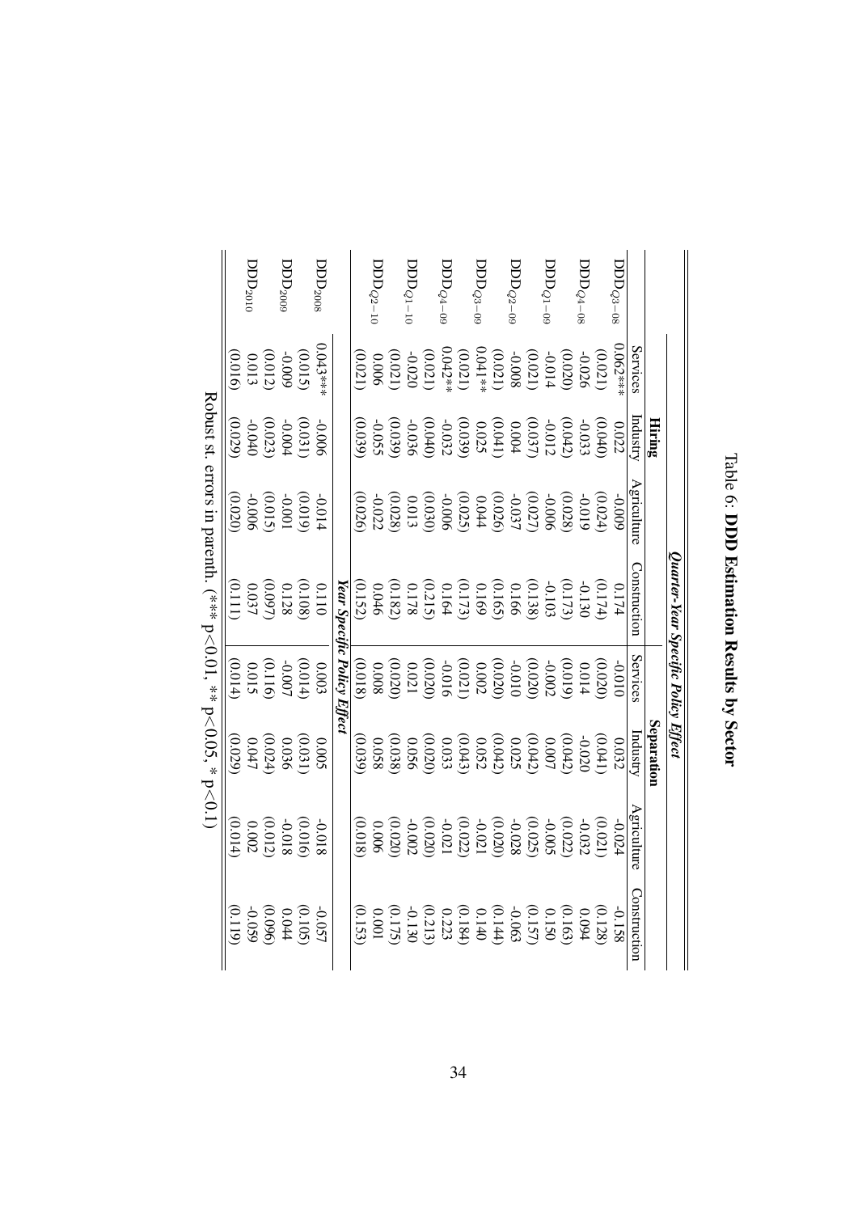Table 6: **DDD Estimation Results by Sector**

| | Hiring | | | | Separation | | | |
|---|---|---|---|---|---|---|---|---|
| | Services | Industry | Agriculture | Construction | Services | Industry | Agriculture | Construction |
| ***Quarter-Year Specific Policy Effect*** | | | | | | | | |
| $DDD_{Q3-08}$ | 0.062*** | 0.022 | -0.009 | 0.174 | -0.010 | 0.032 | -0.024 | -0.158 |
| | (0.021) | (0.040) | (0.024) | (0.174) | (0.020) | (0.041) | (0.021) | (0.128) |
| $DDD_{Q4-08}$ | -0.026 | -0.033 | -0.019 | -0.130 | 0.014 | -0.020 | -0.032 | 0.094 |
| | (0.020) | (0.042) | (0.028) | (0.173) | (0.019) | (0.042) | (0.022) | (0.163) |
| $DDD_{Q1-09}$ | -0.014 | -0.012 | -0.006 | -0.103 | -0.002 | 0.007 | -0.005 | 0.150 |
| | (0.021) | (0.037) | (0.027) | (0.138) | (0.020) | (0.042) | (0.025) | (0.157) |
| $DDD_{Q2-09}$ | -0.008 | 0.004 | -0.037 | 0.166 | -0.010 | 0.025 | -0.028 | -0.063 |
| | (0.021) | (0.041) | (0.026) | (0.165) | (0.020) | (0.042) | (0.020) | (0.144) |
| $DDD_{Q3-09}$ | 0.041** | 0.025 | 0.044 | 0.169 | 0.002 | 0.052 | -0.021 | 0.140 |
| | (0.021) | (0.039) | (0.025) | (0.173) | (0.021) | (0.043) | (0.022) | (0.184) |
| $DDD_{Q4-09}$ | 0.042** | -0.032 | -0.006 | 0.164 | -0.016 | 0.033 | -0.021 | 0.223 |
| | (0.021) | (0.040) | (0.030) | (0.215) | (0.020) | (0.020) | (0.020) | (0.213) |
| $DDD_{Q1-10}$ | -0.020 | -0.036 | 0.013 | 0.178 | 0.021 | 0.056 | -0.002 | -0.130 |
| | (0.021) | (0.039) | (0.028) | (0.182) | (0.020) | (0.038) | (0.020) | (0.175) |
| $DDD_{Q2-10}$ | 0.006 | -0.055 | -0.022 | 0.046 | 0.008 | 0.058 | 0.006 | 0.001 |
| | (0.021) | (0.039) | (0.026) | (0.152) | (0.018) | (0.039) | (0.018) | (0.153) |
| ***Year Specific Policy Effect*** | | | | | | | | |
| $DDD_{2008}$ | 0.043*** | -0.006 | -0.014 | 0.110 | 0.003 | 0.005 | -0.018 | -0.057 |
| | (0.015) | (0.031) | (0.019) | (0.108) | (0.014) | (0.031) | (0.016) | (0.105) |
| $DDD_{2009}$ | -0.009 | -0.004 | -0.001 | 0.128 | -0.007 | 0.036 | -0.018 | 0.044 |
| | (0.012) | (0.023) | (0.015) | (0.097) | (0.116) | (0.024) | (0.012) | (0.096) |
| $DDD_{2010}$ | 0.013 | -0.040 | -0.006 | 0.037 | 0.015 | 0.047 | 0.002 | -0.059 |
| | (0.016) | (0.029) | (0.020) | (0.111) | (0.014) | (0.029) | (0.014) | (0.119) |

Robust st. errors in parenth. (*** $p<0.01$, ** $p<0.05$, * $p<0.1$)